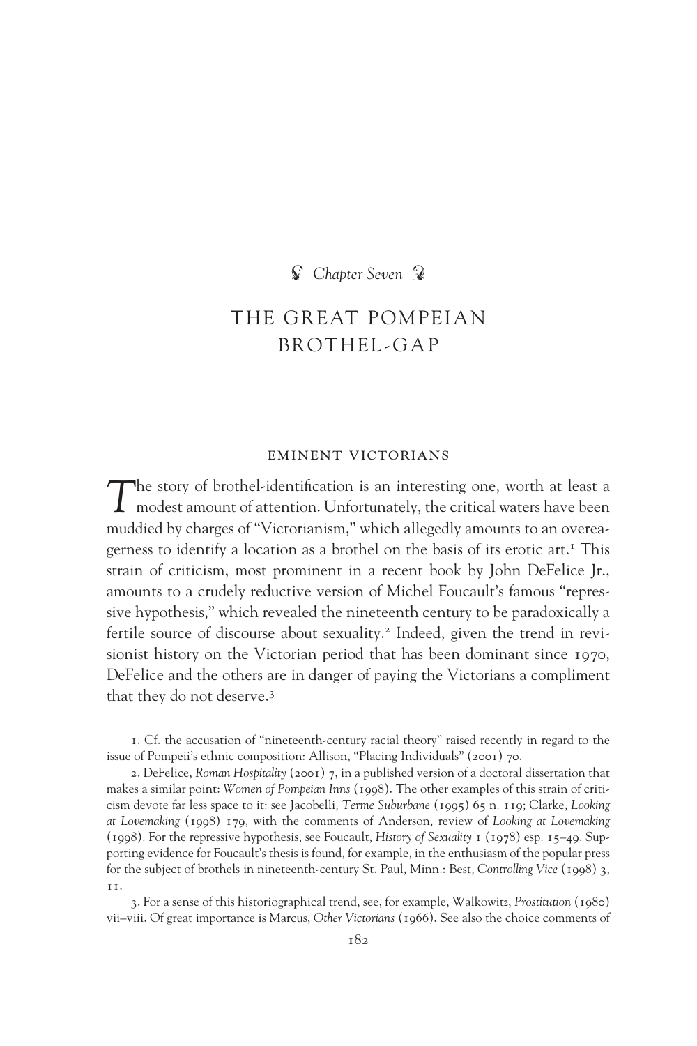*Chapter Seven*

# THE GREAT POMPEIAN BROTHEL-GAP

## EMINENT VICTORIANS

The story of brothel-identification is an interesting one, worth at least a modest amount of attention. Unfortunately, the critical waters have been muddied by charges of "Victorianism," which allegedly amounts to an overeagerness to identify a location as a brothel on the basis of its erotic art.[1] This strain of criticism, most prominent in a recent book by John DeFelice Jr., amounts to a crudely reductive version of Michel Foucault's famous "repressive hypothesis," which revealed the nineteenth century to be paradoxically a fertile source of discourse about sexuality.[2] Indeed, given the trend in revisionist history on the Victorian period that has been dominant since 1970, DeFelice and the others are in danger of paying the Victorians a compliment that they do not deserve.[3]

---

1. Cf. the accusation of "nineteenth-century racial theory" raised recently in regard to the issue of Pompeii's ethnic composition: Allison, "Placing Individuals" (2001) 70.

2. DeFelice, *Roman Hospitality* (2001) 7, in a published version of a doctoral dissertation that makes a similar point: *Women of Pompeian Inns* (1998). The other examples of this strain of criticism devote far less space to it: see Jacobelli, *Terme Suburbane* (1995) 65 n. 119; Clarke, *Looking at Lovemaking* (1998) 179, with the comments of Anderson, review of *Looking at Lovemaking* (1998). For the repressive hypothesis, see Foucault, *History of Sexuality* 1 (1978) esp. 15–49. Supporting evidence for Foucault's thesis is found, for example, in the enthusiasm of the popular press for the subject of brothels in nineteenth-century St. Paul, Minn.: Best, *Controlling Vice* (1998) 3, 11.

3. For a sense of this historiographical trend, see, for example, Walkowitz, *Prostitution* (1980) vii–viii. Of great importance is Marcus, *Other Victorians* (1966). See also the choice comments of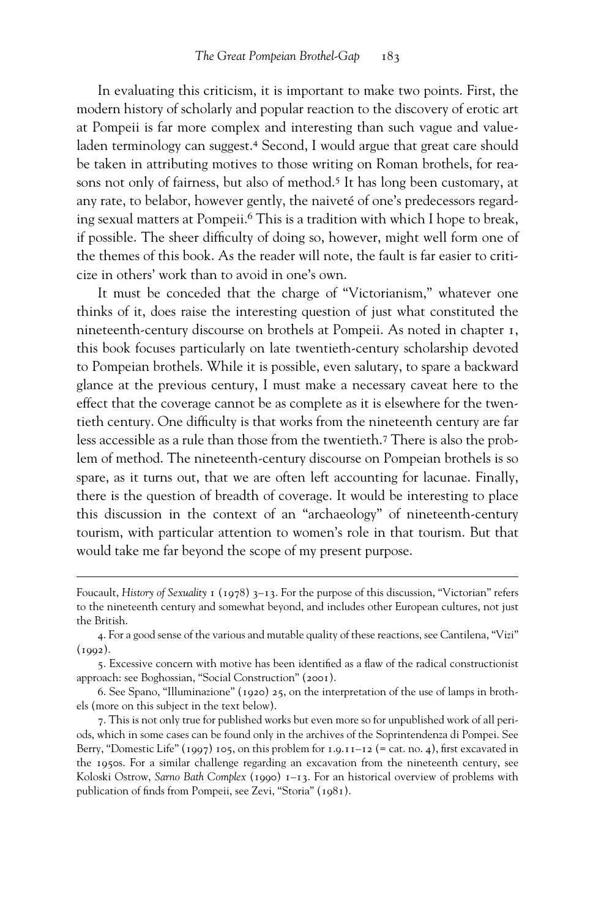In evaluating this criticism, it is important to make two points. First, the modern history of scholarly and popular reaction to the discovery of erotic art at Pompeii is far more complex and interesting than such vague and value-laden terminology can suggest.[4] Second, I would argue that great care should be taken in attributing motives to those writing on Roman brothels, for reasons not only of fairness, but also of method.[5] It has long been customary, at any rate, to belabor, however gently, the naiveté of one's predecessors regarding sexual matters at Pompeii.[6] This is a tradition with which I hope to break, if possible. The sheer difficulty of doing so, however, might well form one of the themes of this book. As the reader will note, the fault is far easier to criticize in others' work than to avoid in one's own.

It must be conceded that the charge of "Victorianism," whatever one thinks of it, does raise the interesting question of just what constituted the nineteenth-century discourse on brothels at Pompeii. As noted in chapter 1, this book focuses particularly on late twentieth-century scholarship devoted to Pompeian brothels. While it is possible, even salutary, to spare a backward glance at the previous century, I must make a necessary caveat here to the effect that the coverage cannot be as complete as it is elsewhere for the twentieth century. One difficulty is that works from the nineteenth century are far less accessible as a rule than those from the twentieth.[7] There is also the problem of method. The nineteenth-century discourse on Pompeian brothels is so spare, as it turns out, that we are often left accounting for lacunae. Finally, there is the question of breadth of coverage. It would be interesting to place this discussion in the context of an "archaeology" of nineteenth-century tourism, with particular attention to women's role in that tourism. But that would take me far beyond the scope of my present purpose.

---

Foucault, *History of Sexuality* 1 (1978) 3–13. For the purpose of this discussion, "Victorian" refers to the nineteenth century and somewhat beyond, and includes other European cultures, not just the British.

4. For a good sense of the various and mutable quality of these reactions, see Cantilena, "Vizi" (1992).

5. Excessive concern with motive has been identified as a flaw of the radical constructionist approach: see Boghossian, "Social Construction" (2001).

6. See Spano, "Illuminazione" (1920) 25, on the interpretation of the use of lamps in brothels (more on this subject in the text below).

7. This is not only true for published works but even more so for unpublished work of all periods, which in some cases can be found only in the archives of the Soprintendenza di Pompei. See Berry, "Domestic Life" (1997) 105, on this problem for 1.9.11–12 (= cat. no. 4), first excavated in the 1950s. For a similar challenge regarding an excavation from the nineteenth century, see Koloski Ostrow, *Sarno Bath Complex* (1990) 1–13. For an historical overview of problems with publication of finds from Pompeii, see Zevi, "Storia" (1981).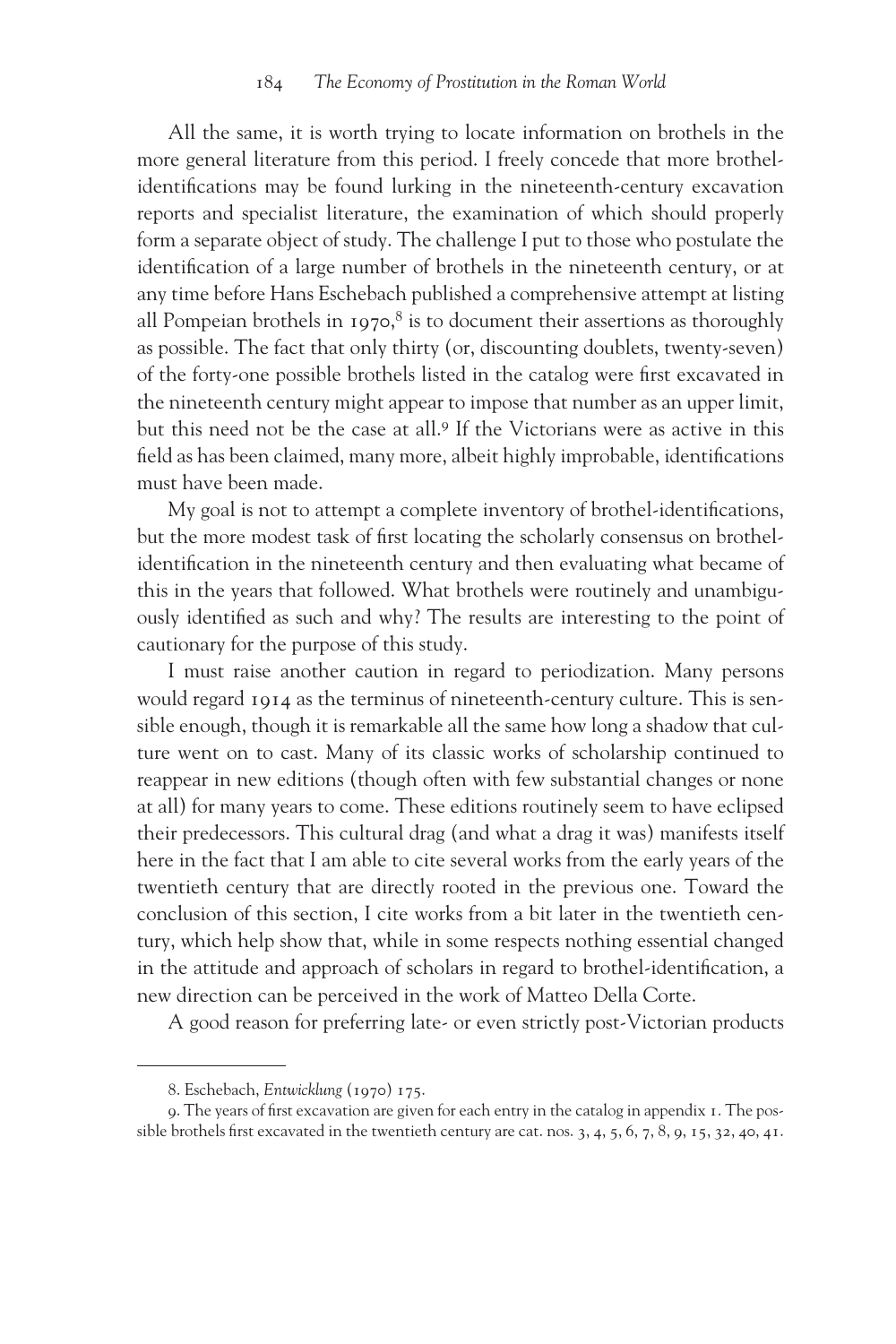All the same, it is worth trying to locate information on brothels in the more general literature from this period. I freely concede that more brothel-identifications may be found lurking in the nineteenth-century excavation reports and specialist literature, the examination of which should properly form a separate object of study. The challenge I put to those who postulate the identification of a large number of brothels in the nineteenth century, or at any time before Hans Eschebach published a comprehensive attempt at listing all Pompeian brothels in 1970,[8] is to document their assertions as thoroughly as possible. The fact that only thirty (or, discounting doublets, twenty-seven) of the forty-one possible brothels listed in the catalog were first excavated in the nineteenth century might appear to impose that number as an upper limit, but this need not be the case at all.[9] If the Victorians were as active in this field as has been claimed, many more, albeit highly improbable, identifications must have been made.

My goal is not to attempt a complete inventory of brothel-identifications, but the more modest task of first locating the scholarly consensus on brothel-identification in the nineteenth century and then evaluating what became of this in the years that followed. What brothels were routinely and unambiguously identified as such and why? The results are interesting to the point of cautionary for the purpose of this study.

I must raise another caution in regard to periodization. Many persons would regard 1914 as the terminus of nineteenth-century culture. This is sensible enough, though it is remarkable all the same how long a shadow that culture went on to cast. Many of its classic works of scholarship continued to reappear in new editions (though often with few substantial changes or none at all) for many years to come. These editions routinely seem to have eclipsed their predecessors. This cultural drag (and what a drag it was) manifests itself here in the fact that I am able to cite several works from the early years of the twentieth century that are directly rooted in the previous one. Toward the conclusion of this section, I cite works from a bit later in the twentieth century, which help show that, while in some respects nothing essential changed in the attitude and approach of scholars in regard to brothel-identification, a new direction can be perceived in the work of Matteo Della Corte.

A good reason for preferring late- or even strictly post-Victorian products

8. Eschebach, *Entwicklung* (1970) 175.

9. The years of first excavation are given for each entry in the catalog in appendix 1. The possible brothels first excavated in the twentieth century are cat. nos. 3, 4, 5, 6, 7, 8, 9, 15, 32, 40, 41.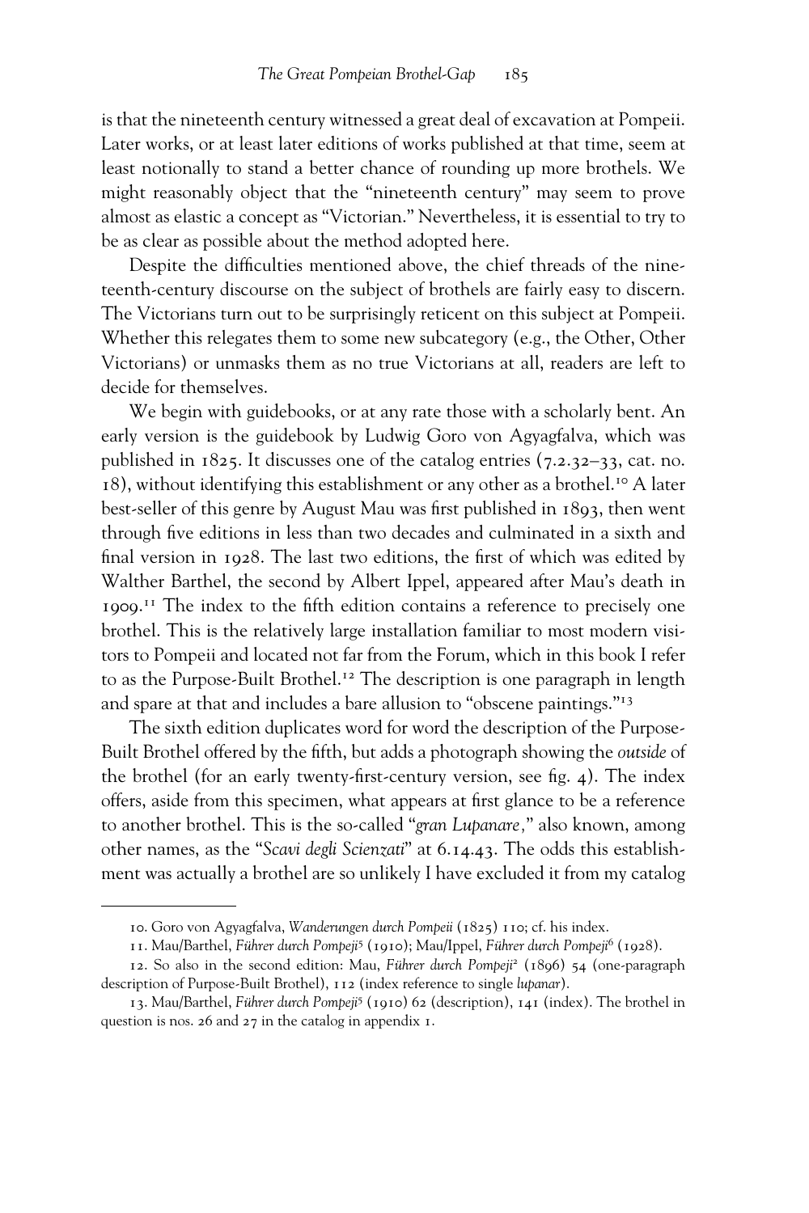is that the nineteenth century witnessed a great deal of excavation at Pompeii. Later works, or at least later editions of works published at that time, seem at least notionally to stand a better chance of rounding up more brothels. We might reasonably object that the "nineteenth century" may seem to prove almost as elastic a concept as "Victorian." Nevertheless, it is essential to try to be as clear as possible about the method adopted here.

Despite the difficulties mentioned above, the chief threads of the nineteenth-century discourse on the subject of brothels are fairly easy to discern. The Victorians turn out to be surprisingly reticent on this subject at Pompeii. Whether this relegates them to some new subcategory (e.g., the Other, Other Victorians) or unmasks them as no true Victorians at all, readers are left to decide for themselves.

We begin with guidebooks, or at any rate those with a scholarly bent. An early version is the guidebook by Ludwig Goro von Agyagfalva, which was published in 1825. It discusses one of the catalog entries (7.2.32–33, cat. no. 18), without identifying this establishment or any other as a brothel.[10] A later best-seller of this genre by August Mau was first published in 1893, then went through five editions in less than two decades and culminated in a sixth and final version in 1928. The last two editions, the first of which was edited by Walther Barthel, the second by Albert Ippel, appeared after Mau's death in 1909.[11] The index to the fifth edition contains a reference to precisely one brothel. This is the relatively large installation familiar to most modern visitors to Pompeii and located not far from the Forum, which in this book I refer to as the Purpose-Built Brothel.[12] The description is one paragraph in length and spare at that and includes a bare allusion to "obscene paintings."[13]

The sixth edition duplicates word for word the description of the Purpose-Built Brothel offered by the fifth, but adds a photograph showing the *outside* of the brothel (for an early twenty-first-century version, see fig. 4). The index offers, aside from this specimen, what appears at first glance to be a reference to another brothel. This is the so-called "*gran Lupanare*," also known, among other names, as the "*Scavi degli Scienzati*" at 6.14.43. The odds this establishment was actually a brothel are so unlikely I have excluded it from my catalog

---

10. Goro von Agyagfalva, *Wanderungen durch Pompeii* (1825) 110; cf. his index.

11. Mau/Barthel, *Führer durch Pompeji*[5] (1910); Mau/Ippel, *Führer durch Pompeji*[6] (1928).

12. So also in the second edition: Mau, *Führer durch Pompeji*[2] (1896) 54 (one-paragraph description of Purpose-Built Brothel), 112 (index reference to single *lupanar*).

13. Mau/Barthel, *Führer durch Pompeji*[5] (1910) 62 (description), 141 (index). The brothel in question is nos. 26 and 27 in the catalog in appendix 1.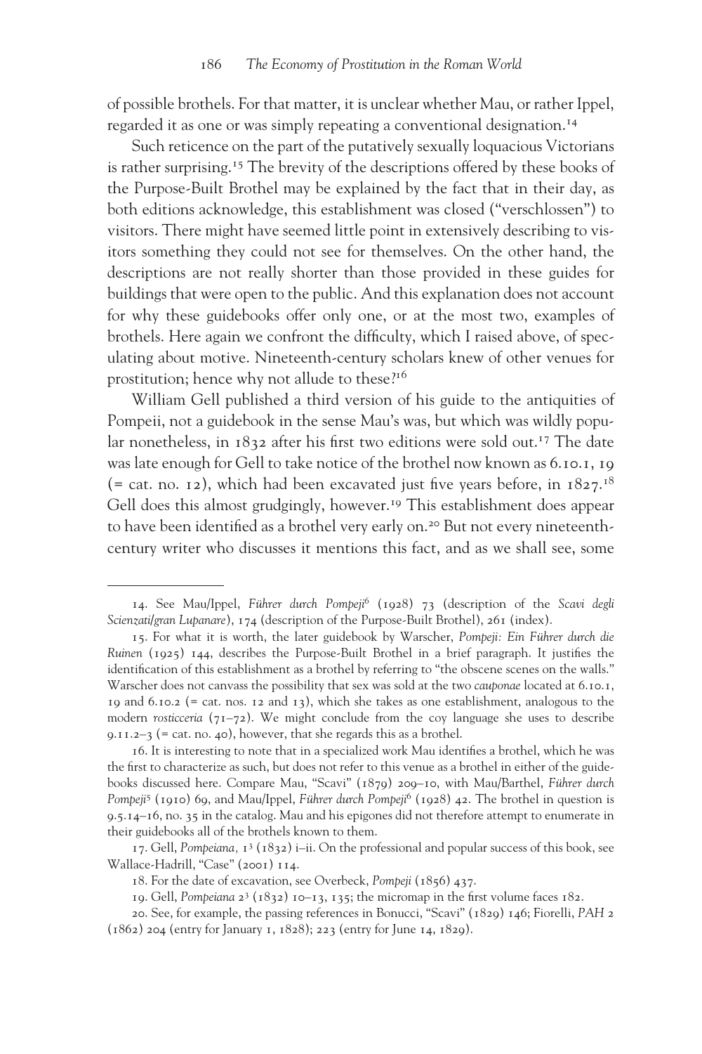of possible brothels. For that matter, it is unclear whether Mau, or rather Ippel, regarded it as one or was simply repeating a conventional designation.[14]

Such reticence on the part of the putatively sexually loquacious Victorians is rather surprising.[15] The brevity of the descriptions offered by these books of the Purpose-Built Brothel may be explained by the fact that in their day, as both editions acknowledge, this establishment was closed ("verschlossen") to visitors. There might have seemed little point in extensively describing to visitors something they could not see for themselves. On the other hand, the descriptions are not really shorter than those provided in these guides for buildings that were open to the public. And this explanation does not account for why these guidebooks offer only one, or at the most two, examples of brothels. Here again we confront the difficulty, which I raised above, of speculating about motive. Nineteenth-century scholars knew of other venues for prostitution; hence why not allude to these?[16]

William Gell published a third version of his guide to the antiquities of Pompeii, not a guidebook in the sense Mau's was, but which was wildly popular nonetheless, in 1832 after his first two editions were sold out.[17] The date was late enough for Gell to take notice of the brothel now known as 6.10.1, 19 (= cat. no. 12), which had been excavated just five years before, in 1827.[18] Gell does this almost grudgingly, however.[19] This establishment does appear to have been identified as a brothel very early on.[20] But not every nineteenth-century writer who discusses it mentions this fact, and as we shall see, some

---

14. See Mau/Ippel, *Führer durch Pompeji*⁶ (1928) 73 (description of the *Scavi degli Scienzati/gran Lupanare*), 174 (description of the Purpose-Built Brothel), 261 (index).

15. For what it is worth, the later guidebook by Warscher, *Pompeji: Ein Führer durch die Ruinen* (1925) 144, describes the Purpose-Built Brothel in a brief paragraph. It justifies the identification of this establishment as a brothel by referring to "the obscene scenes on the walls." Warscher does not canvass the possibility that sex was sold at the two *cauponae* located at 6.10.1, 19 and 6.10.2 (= cat. nos. 12 and 13), which she takes as one establishment, analogous to the modern *rosticceria* (71–72). We might conclude from the coy language she uses to describe 9.11.2–3 (= cat. no. 40), however, that she regards this as a brothel.

16. It is interesting to note that in a specialized work Mau identifies a brothel, which he was the first to characterize as such, but does not refer to this venue as a brothel in either of the guidebooks discussed here. Compare Mau, "Scavi" (1879) 209–10, with Mau/Barthel, *Führer durch Pompeji*⁵ (1910) 69, and Mau/Ippel, *Führer durch Pompeji*⁶ (1928) 42. The brothel in question is 9.5.14–16, no. 35 in the catalog. Mau and his epigones did not therefore attempt to enumerate in their guidebooks all of the brothels known to them.

17. Gell, *Pompeiana*, 1³ (1832) i–ii. On the professional and popular success of this book, see Wallace-Hadrill, "Case" (2001) 114.

18. For the date of excavation, see Overbeck, *Pompeji* (1856) 437.

19. Gell, *Pompeiana* 2³ (1832) 10–13, 135; the micromap in the first volume faces 182.

20. See, for example, the passing references in Bonucci, "Scavi" (1829) 146; Fiorelli, *PAH* 2 (1862) 204 (entry for January 1, 1828); 223 (entry for June 14, 1829).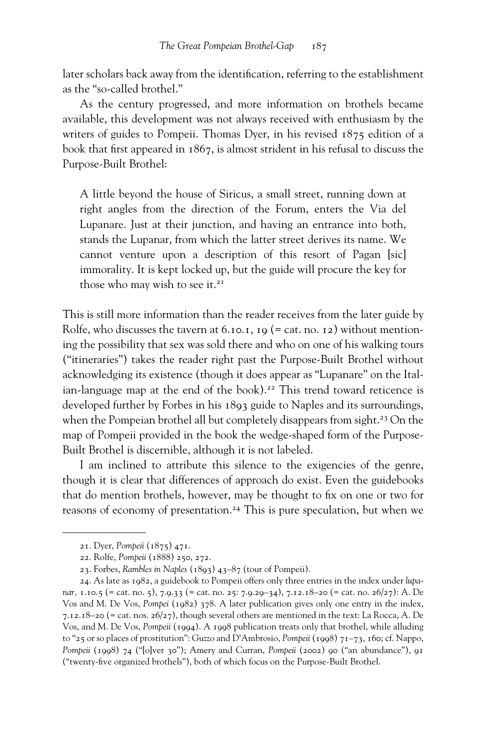later scholars back away from the identification, referring to the establishment as the "so-called brothel."

As the century progressed, and more information on brothels became available, this development was not always received with enthusiasm by the writers of guides to Pompeii. Thomas Dyer, in his revised 1875 edition of a book that first appeared in 1867, is almost strident in his refusal to discuss the Purpose-Built Brothel:

> A little beyond the house of Siricus, a small street, running down at right angles from the direction of the Forum, enters the Via del Lupanare. Just at their junction, and having an entrance into both, stands the Lupanar, from which the latter street derives its name. We cannot venture upon a description of this resort of Pagan [sic] immorality. It is kept locked up, but the guide will procure the key for those who may wish to see it.[21]

This is still more information than the reader receives from the later guide by Rolfe, who discusses the tavern at 6.10.1, 19 (= cat. no. 12) without mentioning the possibility that sex was sold there and who on one of his walking tours ("itineraries") takes the reader right past the Purpose-Built Brothel without acknowledging its existence (though it does appear as "Lupanare" on the Italian-language map at the end of the book).[22] This trend toward reticence is developed further by Forbes in his 1893 guide to Naples and its surroundings, when the Pompeian brothel all but completely disappears from sight.[23] On the map of Pompeii provided in the book the wedge-shaped form of the Purpose-Built Brothel is discernible, although it is not labeled.

I am inclined to attribute this silence to the exigencies of the genre, though it is clear that differences of approach do exist. Even the guidebooks that do mention brothels, however, may be thought to fix on one or two for reasons of economy of presentation.[24] This is pure speculation, but when we

---

21. Dyer, *Pompeii* (1875) 471.

22. Rolfe, *Pompeii* (1888) 250, 272.

23. Forbes, *Rambles in Naples* (1893) 43–87 (tour of Pompeii).

24. As late as 1982, a guidebook to Pompeii offers only three entries in the index under *lupanar*, 1.10.5 (= cat. no. 5), 7.9.33 (= cat. no. 25: 7.9.29–34), 7.12.18–20 (= cat. no. 26/27): A. De Vos and M. De Vos, *Pompei* (1982) 378. A later publication gives only one entry in the index, 7.12.18–20 (= cat. nos. 26/27), though several others are mentioned in the text: La Rocca, A. De Vos, and M. De Vos, *Pompeii* (1994). A 1998 publication treats only that brothel, while alluding to "25 or so places of prostitution": Guzzo and D'Ambrosio, *Pompeii* (1998) 71–73, 160; cf. Nappo, *Pompeii* (1998) 74 ("[o]ver 30"); Amery and Curran, *Pompeii* (2002) 90 ("an abundance"), 91 ("twenty-five organized brothels"), both of which focus on the Purpose-Built Brothel.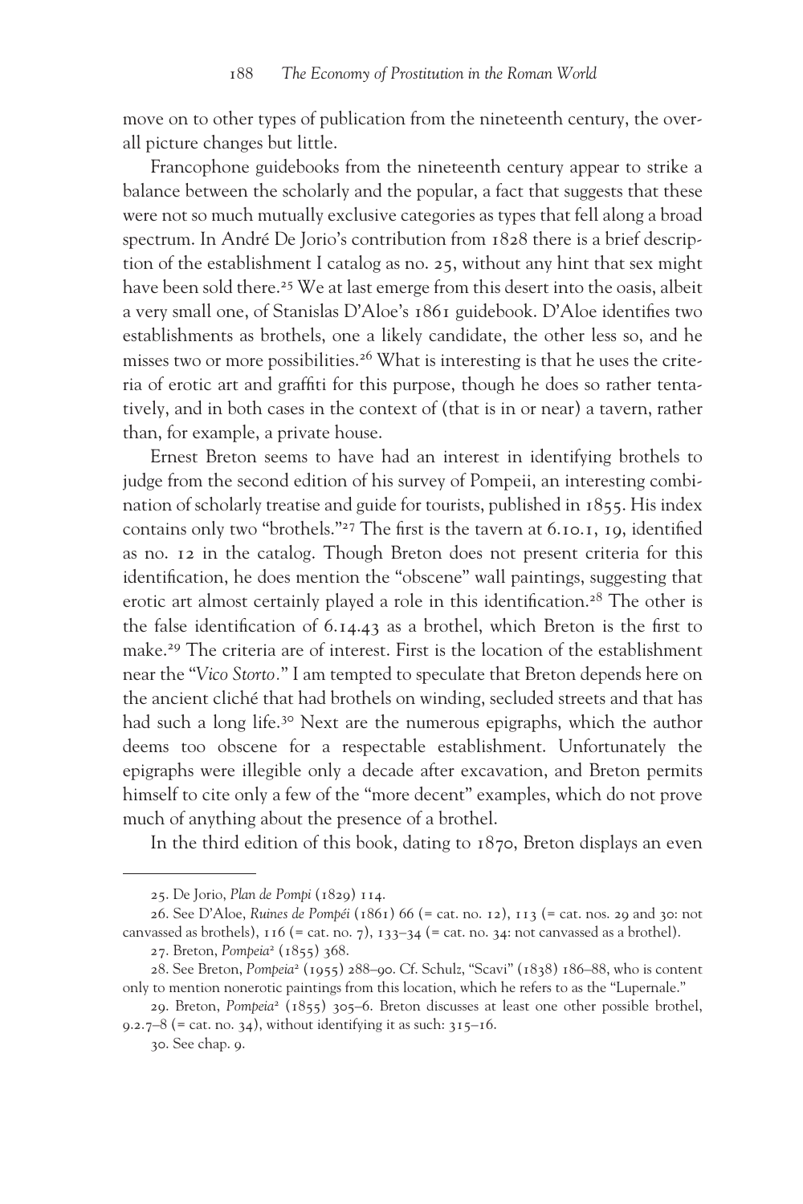move on to other types of publication from the nineteenth century, the overall picture changes but little.

Francophone guidebooks from the nineteenth century appear to strike a balance between the scholarly and the popular, a fact that suggests that these were not so much mutually exclusive categories as types that fell along a broad spectrum. In André De Jorio's contribution from 1828 there is a brief description of the establishment I catalog as no. 25, without any hint that sex might have been sold there.[25] We at last emerge from this desert into the oasis, albeit a very small one, of Stanislas D'Aloe's 1861 guidebook. D'Aloe identifies two establishments as brothels, one a likely candidate, the other less so, and he misses two or more possibilities.[26] What is interesting is that he uses the criteria of erotic art and graffiti for this purpose, though he does so rather tentatively, and in both cases in the context of (that is in or near) a tavern, rather than, for example, a private house.

Ernest Breton seems to have had an interest in identifying brothels to judge from the second edition of his survey of Pompeii, an interesting combination of scholarly treatise and guide for tourists, published in 1855. His index contains only two "brothels."[27] The first is the tavern at 6.10.1, 19, identified as no. 12 in the catalog. Though Breton does not present criteria for this identification, he does mention the "obscene" wall paintings, suggesting that erotic art almost certainly played a role in this identification.[28] The other is the false identification of 6.14.43 as a brothel, which Breton is the first to make.[29] The criteria are of interest. First is the location of the establishment near the "*Vico Storto*." I am tempted to speculate that Breton depends here on the ancient cliché that had brothels on winding, secluded streets and that has had such a long life.[30] Next are the numerous epigraphs, which the author deems too obscene for a respectable establishment. Unfortunately the epigraphs were illegible only a decade after excavation, and Breton permits himself to cite only a few of the "more decent" examples, which do not prove much of anything about the presence of a brothel.

In the third edition of this book, dating to 1870, Breton displays an even

---

25. De Jorio, *Plan de Pompi* (1829) 114.

26. See D'Aloe, *Ruines de Pompéi* (1861) 66 (= cat. no. 12), 113 (= cat. nos. 29 and 30: not canvassed as brothels), 116 (= cat. no. 7), 133–34 (= cat. no. 34: not canvassed as a brothel).

27. Breton, *Pompeia*[2] (1855) 368.

28. See Breton, *Pompeia*[2] (1955) 288–90. Cf. Schulz, "Scavi" (1838) 186–88, who is content only to mention nonerotic paintings from this location, which he refers to as the "Lupernale."

29. Breton, *Pompeia*[2] (1855) 305–6. Breton discusses at least one other possible brothel, 9.2.7–8 (= cat. no. 34), without identifying it as such: 315–16.

30. See chap. 9.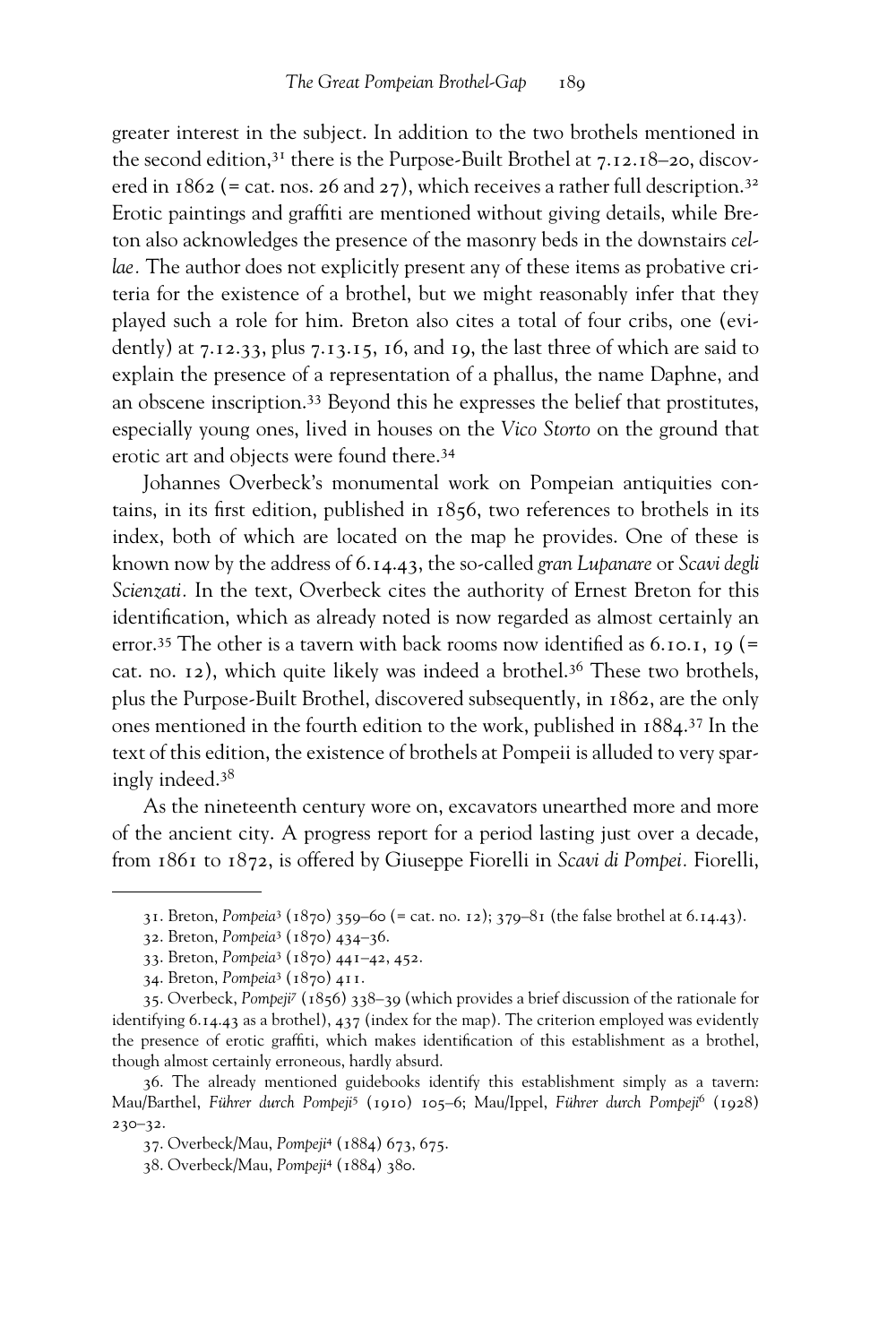greater interest in the subject. In addition to the two brothels mentioned in the second edition,[31] there is the Purpose-Built Brothel at 7.12.18–20, discovered in 1862 (= cat. nos. 26 and 27), which receives a rather full description.[32] Erotic paintings and graffiti are mentioned without giving details, while Breton also acknowledges the presence of the masonry beds in the downstairs *cellae*. The author does not explicitly present any of these items as probative criteria for the existence of a brothel, but we might reasonably infer that they played such a role for him. Breton also cites a total of four cribs, one (evidently) at 7.12.33, plus 7.13.15, 16, and 19, the last three of which are said to explain the presence of a representation of a phallus, the name Daphne, and an obscene inscription.[33] Beyond this he expresses the belief that prostitutes, especially young ones, lived in houses on the *Vico Storto* on the ground that erotic art and objects were found there.[34]

Johannes Overbeck's monumental work on Pompeian antiquities contains, in its first edition, published in 1856, two references to brothels in its index, both of which are located on the map he provides. One of these is known now by the address of 6.14.43, the so-called *gran Lupanare* or *Scavi degli Scienzati*. In the text, Overbeck cites the authority of Ernest Breton for this identification, which as already noted is now regarded as almost certainly an error.[35] The other is a tavern with back rooms now identified as 6.10.1, 19 (= cat. no. 12), which quite likely was indeed a brothel.[36] These two brothels, plus the Purpose-Built Brothel, discovered subsequently, in 1862, are the only ones mentioned in the fourth edition to the work, published in 1884.[37] In the text of this edition, the existence of brothels at Pompeii is alluded to very sparingly indeed.[38]

As the nineteenth century wore on, excavators unearthed more and more of the ancient city. A progress report for a period lasting just over a decade, from 1861 to 1872, is offered by Giuseppe Fiorelli in *Scavi di Pompei*. Fiorelli,

---

31. Breton, *Pompeia*[3] (1870) 359–60 (= cat. no. 12); 379–81 (the false brothel at 6.14.43).

32. Breton, *Pompeia*[3] (1870) 434–36.

33. Breton, *Pompeia*[3] (1870) 441–42, 452.

34. Breton, *Pompeia*[3] (1870) 411.

35. Overbeck, *Pompeji*[7] (1856) 338–39 (which provides a brief discussion of the rationale for identifying 6.14.43 as a brothel), 437 (index for the map). The criterion employed was evidently the presence of erotic graffiti, which makes identification of this establishment as a brothel, though almost certainly erroneous, hardly absurd.

36. The already mentioned guidebooks identify this establishment simply as a tavern: Mau/Barthel, *Führer durch Pompeji*[5] (1910) 105–6; Mau/Ippel, *Führer durch Pompeji*[6] (1928) 230–32.

37. Overbeck/Mau, *Pompeji*[4] (1884) 673, 675.

38. Overbeck/Mau, *Pompeji*[4] (1884) 380.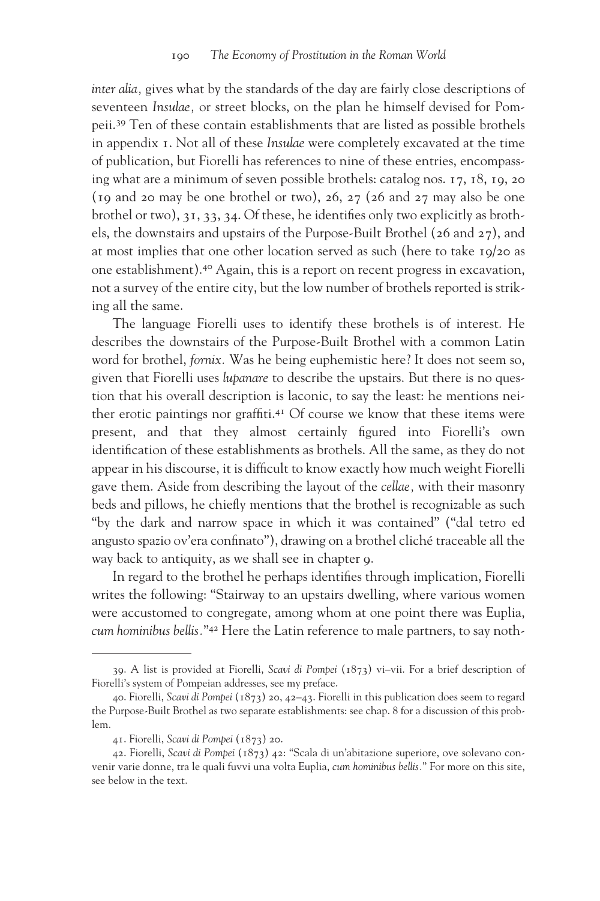*inter alia,* gives what by the standards of the day are fairly close descriptions of seventeen *Insulae,* or street blocks, on the plan he himself devised for Pompeii.[39] Ten of these contain establishments that are listed as possible brothels in appendix 1. Not all of these *Insulae* were completely excavated at the time of publication, but Fiorelli has references to nine of these entries, encompassing what are a minimum of seven possible brothels: catalog nos. 17, 18, 19, 20 (19 and 20 may be one brothel or two), 26, 27 (26 and 27 may also be one brothel or two), 31, 33, 34. Of these, he identifies only two explicitly as brothels, the downstairs and upstairs of the Purpose-Built Brothel (26 and 27), and at most implies that one other location served as such (here to take 19/20 as one establishment).[40] Again, this is a report on recent progress in excavation, not a survey of the entire city, but the low number of brothels reported is striking all the same.

The language Fiorelli uses to identify these brothels is of interest. He describes the downstairs of the Purpose-Built Brothel with a common Latin word for brothel, *fornix.* Was he being euphemistic here? It does not seem so, given that Fiorelli uses *lupanare* to describe the upstairs. But there is no question that his overall description is laconic, to say the least: he mentions neither erotic paintings nor graffiti.[41] Of course we know that these items were present, and that they almost certainly figured into Fiorelli's own identification of these establishments as brothels. All the same, as they do not appear in his discourse, it is difficult to know exactly how much weight Fiorelli gave them. Aside from describing the layout of the *cellae,* with their masonry beds and pillows, he chiefly mentions that the brothel is recognizable as such "by the dark and narrow space in which it was contained" ("dal tetro ed angusto spazio ov'era confinato"), drawing on a brothel cliché traceable all the way back to antiquity, as we shall see in chapter 9.

In regard to the brothel he perhaps identifies through implication, Fiorelli writes the following: "Stairway to an upstairs dwelling, where various women were accustomed to congregate, among whom at one point there was Euplia, *cum hominibus bellis.*"[42] Here the Latin reference to male partners, to say noth-

---

39. A list is provided at Fiorelli, *Scavi di Pompei* (1873) vi–vii. For a brief description of Fiorelli's system of Pompeian addresses, see my preface.

40. Fiorelli, *Scavi di Pompei* (1873) 20, 42–43. Fiorelli in this publication does seem to regard the Purpose-Built Brothel as two separate establishments: see chap. 8 for a discussion of this problem.

41. Fiorelli, *Scavi di Pompei* (1873) 20.

42. Fiorelli, *Scavi di Pompei* (1873) 42: "Scala di un'abitazione superiore, ove solevano convenir varie donne, tra le quali fuvvi una volta Euplia, *cum hominibus bellis.*" For more on this site, see below in the text.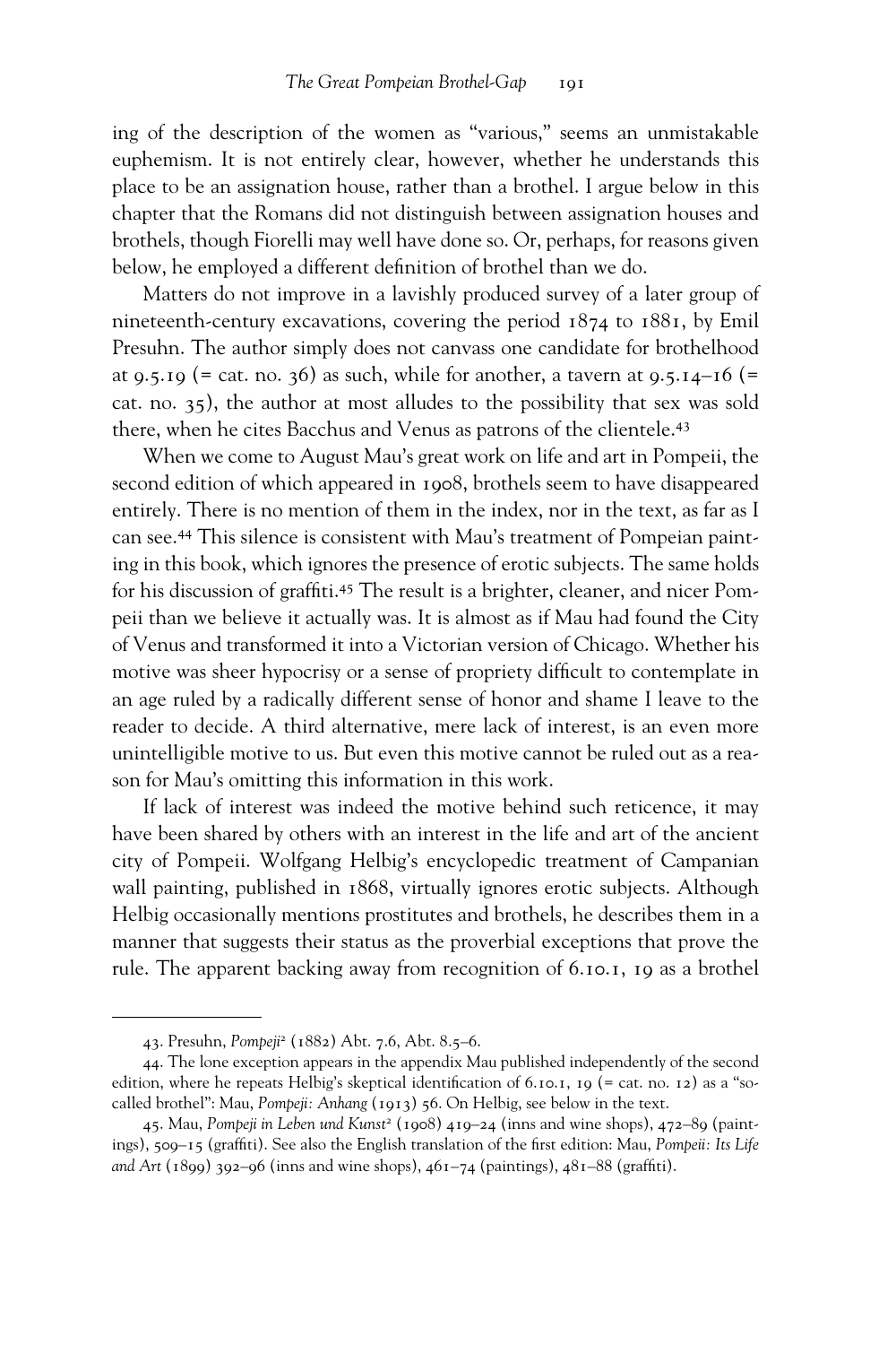ing of the description of the women as "various," seems an unmistakable euphemism. It is not entirely clear, however, whether he understands this place to be an assignation house, rather than a brothel. I argue below in this chapter that the Romans did not distinguish between assignation houses and brothels, though Fiorelli may well have done so. Or, perhaps, for reasons given below, he employed a different definition of brothel than we do.

Matters do not improve in a lavishly produced survey of a later group of nineteenth-century excavations, covering the period 1874 to 1881, by Emil Presuhn. The author simply does not canvass one candidate for brothelhood at 9.5.19 (= cat. no. 36) as such, while for another, a tavern at 9.5.14–16 (= cat. no. 35), the author at most alludes to the possibility that sex was sold there, when he cites Bacchus and Venus as patrons of the clientele.[43]

When we come to August Mau's great work on life and art in Pompeii, the second edition of which appeared in 1908, brothels seem to have disappeared entirely. There is no mention of them in the index, nor in the text, as far as I can see.[44] This silence is consistent with Mau's treatment of Pompeian painting in this book, which ignores the presence of erotic subjects. The same holds for his discussion of graffiti.[45] The result is a brighter, cleaner, and nicer Pompeii than we believe it actually was. It is almost as if Mau had found the City of Venus and transformed it into a Victorian version of Chicago. Whether his motive was sheer hypocrisy or a sense of propriety difficult to contemplate in an age ruled by a radically different sense of honor and shame I leave to the reader to decide. A third alternative, mere lack of interest, is an even more unintelligible motive to us. But even this motive cannot be ruled out as a reason for Mau's omitting this information in this work.

If lack of interest was indeed the motive behind such reticence, it may have been shared by others with an interest in the life and art of the ancient city of Pompeii. Wolfgang Helbig's encyclopedic treatment of Campanian wall painting, published in 1868, virtually ignores erotic subjects. Although Helbig occasionally mentions prostitutes and brothels, he describes them in a manner that suggests their status as the proverbial exceptions that prove the rule. The apparent backing away from recognition of 6.10.1, 19 as a brothel

---

43. Presuhn, *Pompeji*² (1882) Abt. 7.6, Abt. 8.5–6.

44. The lone exception appears in the appendix Mau published independently of the second edition, where he repeats Helbig's skeptical identification of 6.10.1, 19 (= cat. no. 12) as a "so-called brothel": Mau, *Pompeji: Anhang* (1913) 56. On Helbig, see below in the text.

45. Mau, *Pompeji in Leben und Kunst*² (1908) 419–24 (inns and wine shops), 472–89 (paintings), 509–15 (graffiti). See also the English translation of the first edition: Mau, *Pompeii: Its Life and Art* (1899) 392–96 (inns and wine shops), 461–74 (paintings), 481–88 (graffiti).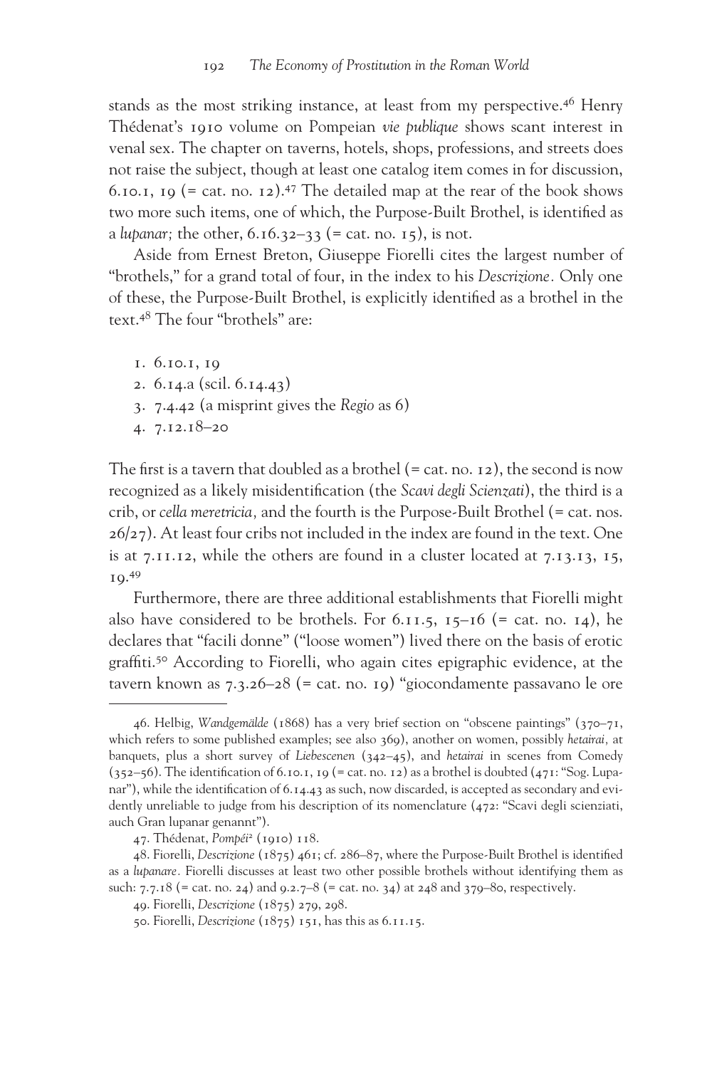stands as the most striking instance, at least from my perspective.[46] Henry Thédenat's 1910 volume on Pompeian *vie publique* shows scant interest in venal sex. The chapter on taverns, hotels, shops, professions, and streets does not raise the subject, though at least one catalog item comes in for discussion, 6.10.1, 19 (= cat. no. 12).[47] The detailed map at the rear of the book shows two more such items, one of which, the Purpose-Built Brothel, is identified as a *lupanar;* the other, 6.16.32–33 (= cat. no. 15), is not.

Aside from Ernest Breton, Giuseppe Fiorelli cites the largest number of "brothels," for a grand total of four, in the index to his *Descrizione.* Only one of these, the Purpose-Built Brothel, is explicitly identified as a brothel in the text.[48] The four "brothels" are:

1. 6.10.1, 19
2. 6.14.a (scil. 6.14.43)
3. 7.4.42 (a misprint gives the *Regio* as 6)
4. 7.12.18–20

The first is a tavern that doubled as a brothel (= cat. no. 12), the second is now recognized as a likely misidentification (the *Scavi degli Scienzati*), the third is a crib, or *cella meretricia,* and the fourth is the Purpose-Built Brothel (= cat. nos. 26/27). At least four cribs not included in the index are found in the text. One is at 7.11.12, while the others are found in a cluster located at 7.13.13, 15, 19.[49]

Furthermore, there are three additional establishments that Fiorelli might also have considered to be brothels. For 6.11.5, 15–16 (= cat. no. 14), he declares that "facili donne" ("loose women") lived there on the basis of erotic graffiti.[50] According to Fiorelli, who again cites epigraphic evidence, at the tavern known as 7.3.26–28 (= cat. no. 19) "giocondamente passavano le ore

---

46. Helbig, *Wandgemälde* (1868) has a very brief section on "obscene paintings" (370–71, which refers to some published examples; see also 369), another on women, possibly *hetairai,* at banquets, plus a short survey of *Liebescenen* (342–45), and *hetairai* in scenes from Comedy (352–56). The identification of 6.10.1, 19 (= cat. no. 12) as a brothel is doubted (471: "Sog. Lupanar"), while the identification of 6.14.43 as such, now discarded, is accepted as secondary and evidently unreliable to judge from his description of its nomenclature (472: "Scavi degli scienziati, auch Gran lupanar genannt").

47. Thédenat, *Pompéi*² (1910) 118.

48. Fiorelli, *Descrizione* (1875) 461; cf. 286–87, where the Purpose-Built Brothel is identified as a *lupanare.* Fiorelli discusses at least two other possible brothels without identifying them as such: 7.7.18 (= cat. no. 24) and 9.2.7–8 (= cat. no. 34) at 248 and 379–80, respectively.

49. Fiorelli, *Descrizione* (1875) 279, 298.

50. Fiorelli, *Descrizione* (1875) 151, has this as 6.11.15.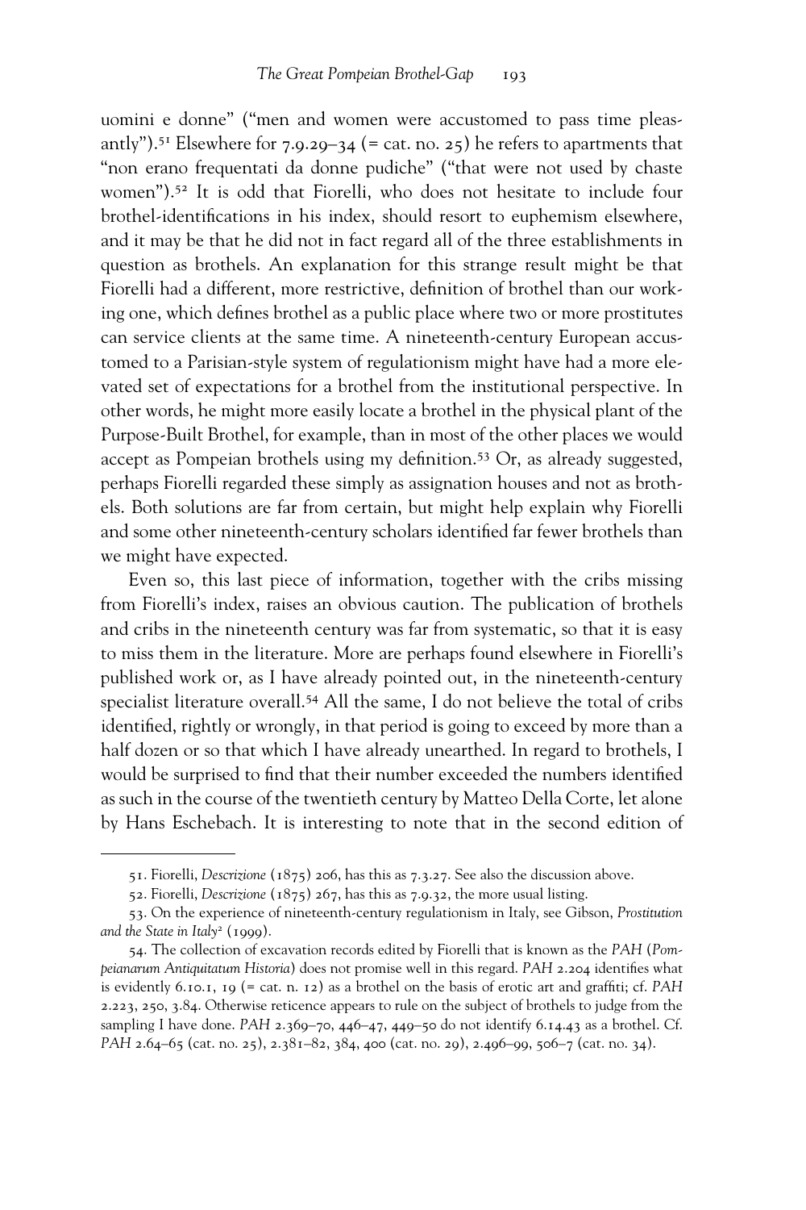uomini e donne" ("men and women were accustomed to pass time pleasantly").[51] Elsewhere for 7.9.29–34 (= cat. no. 25) he refers to apartments that "non erano frequentati da donne pudiche" ("that were not used by chaste women").[52] It is odd that Fiorelli, who does not hesitate to include four brothel-identifications in his index, should resort to euphemism elsewhere, and it may be that he did not in fact regard all of the three establishments in question as brothels. An explanation for this strange result might be that Fiorelli had a different, more restrictive, definition of brothel than our working one, which defines brothel as a public place where two or more prostitutes can service clients at the same time. A nineteenth-century European accustomed to a Parisian-style system of regulationism might have had a more elevated set of expectations for a brothel from the institutional perspective. In other words, he might more easily locate a brothel in the physical plant of the Purpose-Built Brothel, for example, than in most of the other places we would accept as Pompeian brothels using my definition.[53] Or, as already suggested, perhaps Fiorelli regarded these simply as assignation houses and not as brothels. Both solutions are far from certain, but might help explain why Fiorelli and some other nineteenth-century scholars identified far fewer brothels than we might have expected.

Even so, this last piece of information, together with the cribs missing from Fiorelli's index, raises an obvious caution. The publication of brothels and cribs in the nineteenth century was far from systematic, so that it is easy to miss them in the literature. More are perhaps found elsewhere in Fiorelli's published work or, as I have already pointed out, in the nineteenth-century specialist literature overall.[54] All the same, I do not believe the total of cribs identified, rightly or wrongly, in that period is going to exceed by more than a half dozen or so that which I have already unearthed. In regard to brothels, I would be surprised to find that their number exceeded the numbers identified as such in the course of the twentieth century by Matteo Della Corte, let alone by Hans Eschebach. It is interesting to note that in the second edition of

---

51. Fiorelli, *Descrizione* (1875) 206, has this as 7.3.27. See also the discussion above.

52. Fiorelli, *Descrizione* (1875) 267, has this as 7.9.32, the more usual listing.

53. On the experience of nineteenth-century regulationism in Italy, see Gibson, *Prostitution and the State in Italy*[2] (1999).

54. The collection of excavation records edited by Fiorelli that is known as the *PAH* (*Pompeianarum Antiquitatum Historia*) does not promise well in this regard. *PAH* 2.204 identifies what is evidently 6.10.1, 19 (= cat. n. 12) as a brothel on the basis of erotic art and graffiti; cf. *PAH* 2.223, 250, 3.84. Otherwise reticence appears to rule on the subject of brothels to judge from the sampling I have done. *PAH* 2.369–70, 446–47, 449–50 do not identify 6.14.43 as a brothel. Cf. *PAH* 2.64–65 (cat. no. 25), 2.381–82, 384, 400 (cat. no. 29), 2.496–99, 506–7 (cat. no. 34).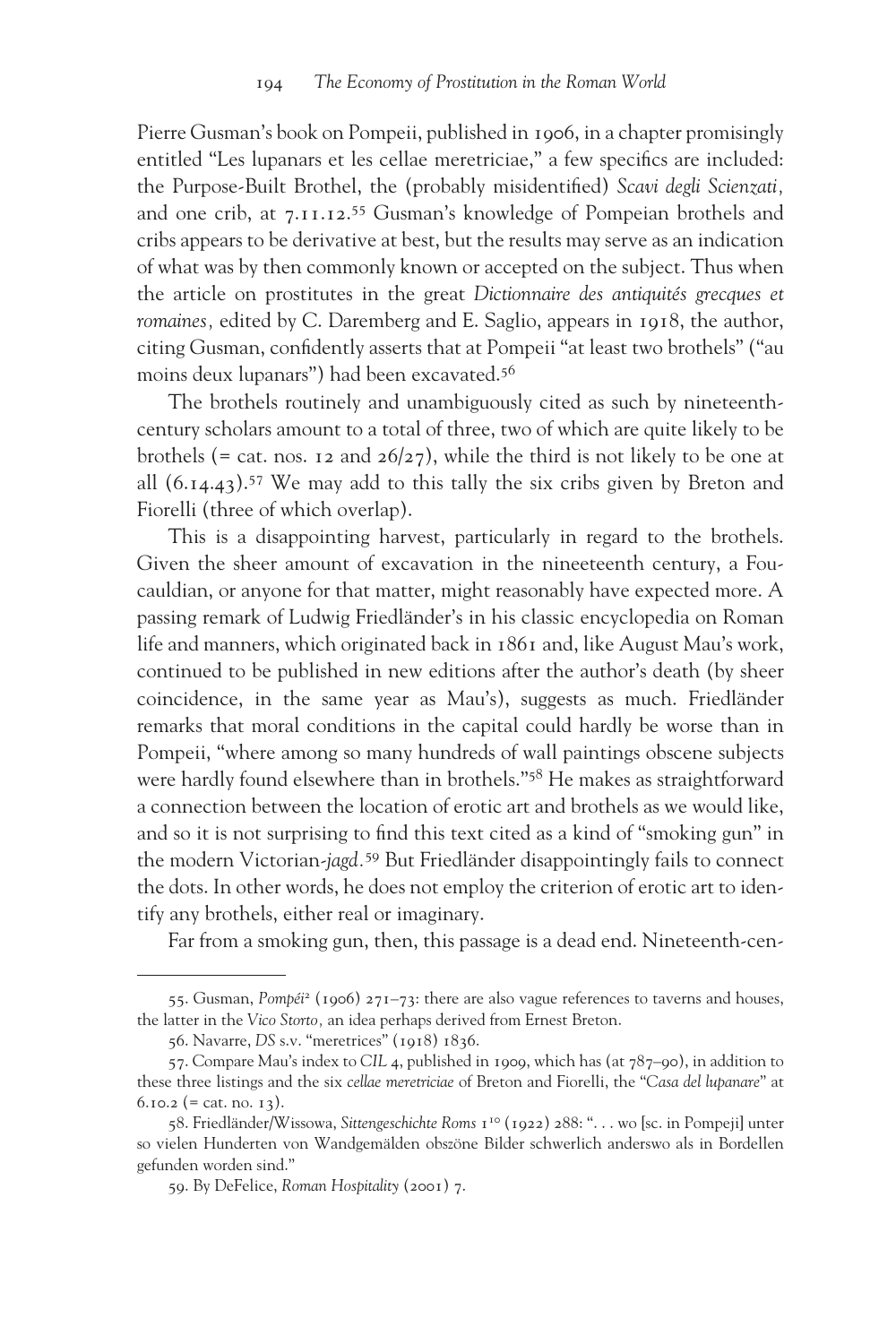Pierre Gusman's book on Pompeii, published in 1906, in a chapter promisingly entitled "Les lupanars et les cellae meretriciae," a few specifics are included: the Purpose-Built Brothel, the (probably misidentified) *Scavi degli Scienzati,* and one crib, at 7.11.12.[55] Gusman's knowledge of Pompeian brothels and cribs appears to be derivative at best, but the results may serve as an indication of what was by then commonly known or accepted on the subject. Thus when the article on prostitutes in the great *Dictionnaire des antiquités grecques et romaines,* edited by C. Daremberg and E. Saglio, appears in 1918, the author, citing Gusman, confidently asserts that at Pompeii "at least two brothels" ("au moins deux lupanars") had been excavated.[56]

The brothels routinely and unambiguously cited as such by nineteenth-century scholars amount to a total of three, two of which are quite likely to be brothels (= cat. nos. 12 and 26/27), while the third is not likely to be one at all (6.14.43).[57] We may add to this tally the six cribs given by Breton and Fiorelli (three of which overlap).

This is a disappointing harvest, particularly in regard to the brothels. Given the sheer amount of excavation in the nineteenth century, a Foucauldian, or anyone for that matter, might reasonably have expected more. A passing remark of Ludwig Friedländer's in his classic encyclopedia on Roman life and manners, which originated back in 1861 and, like August Mau's work, continued to be published in new editions after the author's death (by sheer coincidence, in the same year as Mau's), suggests as much. Friedländer remarks that moral conditions in the capital could hardly be worse than in Pompeii, "where among so many hundreds of wall paintings obscene subjects were hardly found elsewhere than in brothels."[58] He makes as straightforward a connection between the location of erotic art and brothels as we would like, and so it is not surprising to find this text cited as a kind of "smoking gun" in the modern Victorian-*jagd.*[59] But Friedländer disappointingly fails to connect the dots. In other words, he does not employ the criterion of erotic art to identify any brothels, either real or imaginary.

Far from a smoking gun, then, this passage is a dead end. Nineteenth-cen-

---

55. Gusman, *Pompéi*² (1906) 271–73: there are also vague references to taverns and houses, the latter in the *Vico Storto,* an idea perhaps derived from Ernest Breton.

56. Navarre, *DS* s.v. "meretrices" (1918) 1836.

57. Compare Mau's index to *CIL* 4, published in 1909, which has (at 787–90), in addition to these three listings and the six *cellae meretriciae* of Breton and Fiorelli, the "*Casa del lupanare*" at 6.10.2 (= cat. no. 13).

58. Friedländer/Wissowa, *Sittengeschichte Roms* 1¹⁰ (1922) 288: ". . . wo [sc. in Pompeji] unter so vielen Hunderten von Wandgemälden obszöne Bilder schwerlich anderswo als in Bordellen gefunden worden sind."

59. By DeFelice, *Roman Hospitality* (2001) 7.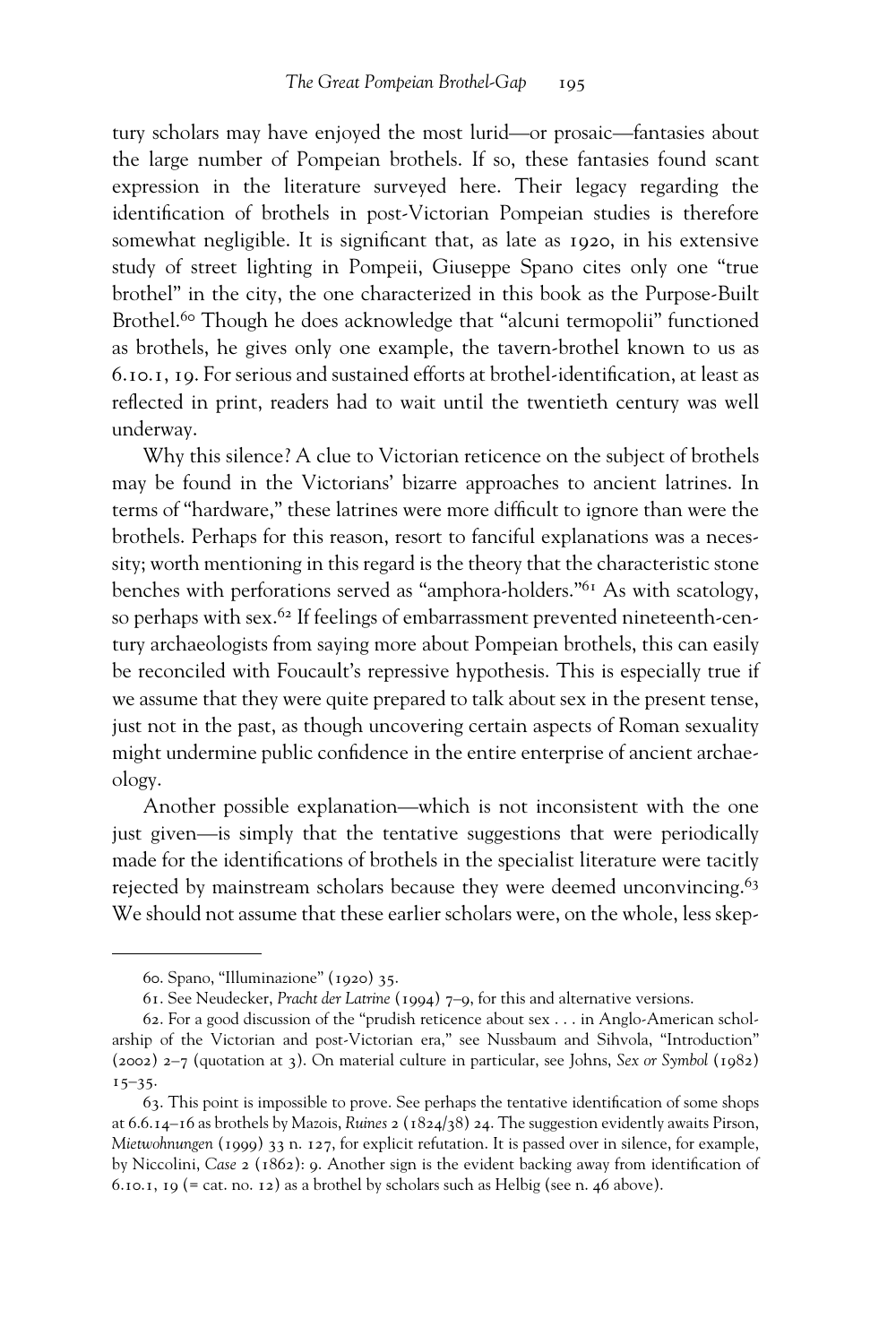tury scholars may have enjoyed the most lurid—or prosaic—fantasies about the large number of Pompeian brothels. If so, these fantasies found scant expression in the literature surveyed here. Their legacy regarding the identification of brothels in post-Victorian Pompeian studies is therefore somewhat negligible. It is significant that, as late as 1920, in his extensive study of street lighting in Pompeii, Giuseppe Spano cites only one "true brothel" in the city, the one characterized in this book as the Purpose-Built Brothel.[60] Though he does acknowledge that "alcuni termopolii" functioned as brothels, he gives only one example, the tavern-brothel known to us as 6.10.1, 19. For serious and sustained efforts at brothel-identification, at least as reflected in print, readers had to wait until the twentieth century was well underway.

Why this silence? A clue to Victorian reticence on the subject of brothels may be found in the Victorians' bizarre approaches to ancient latrines. In terms of "hardware," these latrines were more difficult to ignore than were the brothels. Perhaps for this reason, resort to fanciful explanations was a necessity; worth mentioning in this regard is the theory that the characteristic stone benches with perforations served as "amphora-holders."[61] As with scatology, so perhaps with sex.[62] If feelings of embarrassment prevented nineteenth-century archaeologists from saying more about Pompeian brothels, this can easily be reconciled with Foucault's repressive hypothesis. This is especially true if we assume that they were quite prepared to talk about sex in the present tense, just not in the past, as though uncovering certain aspects of Roman sexuality might undermine public confidence in the entire enterprise of ancient archaeology.

Another possible explanation—which is not inconsistent with the one just given—is simply that the tentative suggestions that were periodically made for the identifications of brothels in the specialist literature were tacitly rejected by mainstream scholars because they were deemed unconvincing.[63] We should not assume that these earlier scholars were, on the whole, less skep-

---

60. Spano, "Illuminazione" (1920) 35.

61. See Neudecker, *Pracht der Latrine* (1994) 7–9, for this and alternative versions.

62. For a good discussion of the "prudish reticence about sex . . . in Anglo-American scholarship of the Victorian and post-Victorian era," see Nussbaum and Sihvola, "Introduction" (2002) 2–7 (quotation at 3). On material culture in particular, see Johns, *Sex or Symbol* (1982) 15–35.

63. This point is impossible to prove. See perhaps the tentative identification of some shops at 6.6.14–16 as brothels by Mazois, *Ruines* 2 (1824/38) 24. The suggestion evidently awaits Pirson, *Mietwohnungen* (1999) 33 n. 127, for explicit refutation. It is passed over in silence, for example, by Niccolini, *Case* 2 (1862): 9. Another sign is the evident backing away from identification of 6.10.1, 19 (= cat. no. 12) as a brothel by scholars such as Helbig (see n. 46 above).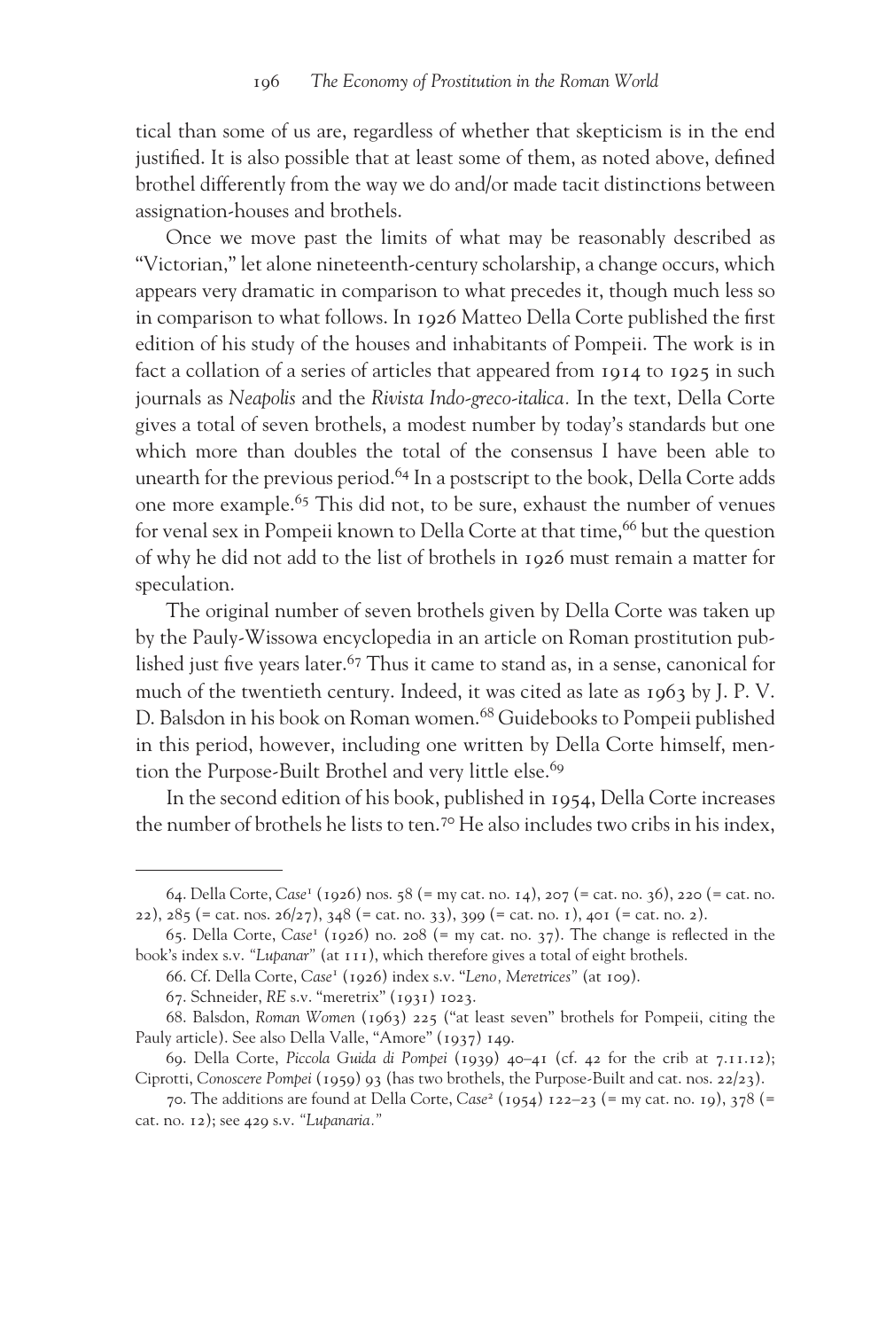tical than some of us are, regardless of whether that skepticism is in the end justified. It is also possible that at least some of them, as noted above, defined brothel differently from the way we do and/or made tacit distinctions between assignation-houses and brothels.

Once we move past the limits of what may be reasonably described as "Victorian," let alone nineteenth-century scholarship, a change occurs, which appears very dramatic in comparison to what precedes it, though much less so in comparison to what follows. In 1926 Matteo Della Corte published the first edition of his study of the houses and inhabitants of Pompeii. The work is in fact a collation of a series of articles that appeared from 1914 to 1925 in such journals as *Neapolis* and the *Rivista Indo-greco-italica.* In the text, Della Corte gives a total of seven brothels, a modest number by today's standards but one which more than doubles the total of the consensus I have been able to unearth for the previous period.[64] In a postscript to the book, Della Corte adds one more example.[65] This did not, to be sure, exhaust the number of venues for venal sex in Pompeii known to Della Corte at that time,[66] but the question of why he did not add to the list of brothels in 1926 must remain a matter for speculation.

The original number of seven brothels given by Della Corte was taken up by the Pauly-Wissowa encyclopedia in an article on Roman prostitution published just five years later.[67] Thus it came to stand as, in a sense, canonical for much of the twentieth century. Indeed, it was cited as late as 1963 by J. P. V. D. Balsdon in his book on Roman women.[68] Guidebooks to Pompeii published in this period, however, including one written by Della Corte himself, mention the Purpose-Built Brothel and very little else.[69]

In the second edition of his book, published in 1954, Della Corte increases the number of brothels he lists to ten.[70] He also includes two cribs in his index,

---

64. Della Corte, *Case*[1] (1926) nos. 58 (= my cat. no. 14), 207 (= cat. no. 36), 220 (= cat. no. 22), 285 (= cat. nos. 26/27), 348 (= cat. no. 33), 399 (= cat. no. 1), 401 (= cat. no. 2).

65. Della Corte, *Case*[1] (1926) no. 208 (= my cat. no. 37). The change is reflected in the book's index s.v. *"Lupanar"* (at 111), which therefore gives a total of eight brothels.

66. Cf. Della Corte, *Case*[1] (1926) index s.v. "*Leno, Meretrices*" (at 109).

67. Schneider, *RE* s.v. "meretrix" (1931) 1023.

68. Balsdon, *Roman Women* (1963) 225 ("at least seven" brothels for Pompeii, citing the Pauly article). See also Della Valle, "Amore" (1937) 149.

69. Della Corte, *Piccola Guida di Pompei* (1939) 40–41 (cf. 42 for the crib at 7.11.12); Ciprotti, *Conoscere Pompei* (1959) 93 (has two brothels, the Purpose-Built and cat. nos. 22/23).

70. The additions are found at Della Corte, *Case*[2] (1954) 122–23 (= my cat. no. 19), 378 (= cat. no. 12); see 429 s.v. *"Lupanaria."*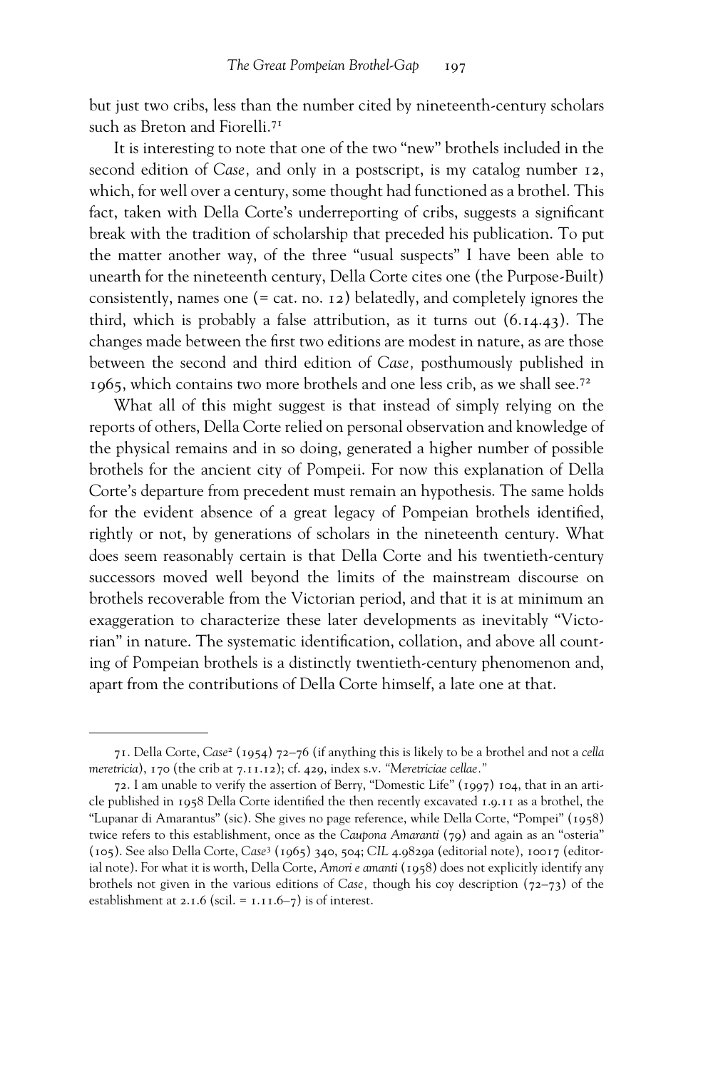but just two cribs, less than the number cited by nineteenth-century scholars such as Breton and Fiorelli.[71]

It is interesting to note that one of the two "new" brothels included in the second edition of *Case,* and only in a postscript, is my catalog number 12, which, for well over a century, some thought had functioned as a brothel. This fact, taken with Della Corte's underreporting of cribs, suggests a significant break with the tradition of scholarship that preceded his publication. To put the matter another way, of the three "usual suspects" I have been able to unearth for the nineteenth century, Della Corte cites one (the Purpose-Built) consistently, names one (= cat. no. 12) belatedly, and completely ignores the third, which is probably a false attribution, as it turns out (6.14.43). The changes made between the first two editions are modest in nature, as are those between the second and third edition of *Case,* posthumously published in 1965, which contains two more brothels and one less crib, as we shall see.[72]

What all of this might suggest is that instead of simply relying on the reports of others, Della Corte relied on personal observation and knowledge of the physical remains and in so doing, generated a higher number of possible brothels for the ancient city of Pompeii. For now this explanation of Della Corte's departure from precedent must remain an hypothesis. The same holds for the evident absence of a great legacy of Pompeian brothels identified, rightly or not, by generations of scholars in the nineteenth century. What does seem reasonably certain is that Della Corte and his twentieth-century successors moved well beyond the limits of the mainstream discourse on brothels recoverable from the Victorian period, and that it is at minimum an exaggeration to characterize these later developments as inevitably "Victorian" in nature. The systematic identification, collation, and above all counting of Pompeian brothels is a distinctly twentieth-century phenomenon and, apart from the contributions of Della Corte himself, a late one at that.

---

71. Della Corte, *Case*[2] (1954) 72–76 (if anything this is likely to be a brothel and not a *cella meretricia*), 170 (the crib at 7.11.12); cf. 429, index s.v. *"Meretriciae cellae."*

72. I am unable to verify the assertion of Berry, "Domestic Life" (1997) 104, that in an article published in 1958 Della Corte identified the then recently excavated 1.9.11 as a brothel, the "Lupanar di Amarantus" (sic). She gives no page reference, while Della Corte, "Pompei" (1958) twice refers to this establishment, once as the *Caupona Amaranti* (79) and again as an "osteria" (105). See also Della Corte, *Case*[3] (1965) 340, 504; *CIL* 4.9829a (editorial note), 10017 (editorial note). For what it is worth, Della Corte, *Amori e amanti* (1958) does not explicitly identify any brothels not given in the various editions of *Case,* though his coy description (72–73) of the establishment at 2.1.6 (scil. = 1.11.6–7) is of interest.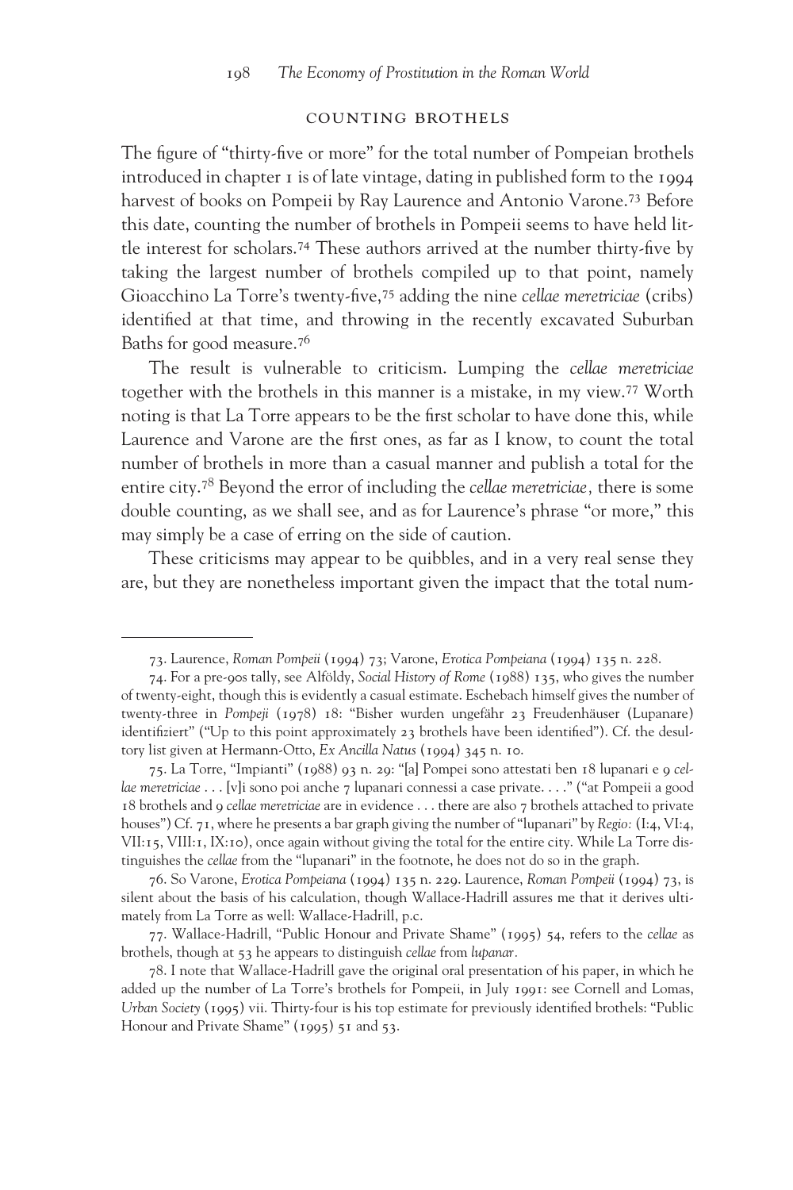## COUNTING BROTHELS

The figure of "thirty-five or more" for the total number of Pompeian brothels introduced in chapter 1 is of late vintage, dating in published form to the 1994 harvest of books on Pompeii by Ray Laurence and Antonio Varone.[73] Before this date, counting the number of brothels in Pompeii seems to have held little interest for scholars.[74] These authors arrived at the number thirty-five by taking the largest number of brothels compiled up to that point, namely Gioacchino La Torre's twenty-five,[75] adding the nine *cellae meretriciae* (cribs) identified at that time, and throwing in the recently excavated Suburban Baths for good measure.[76]

The result is vulnerable to criticism. Lumping the *cellae meretriciae* together with the brothels in this manner is a mistake, in my view.[77] Worth noting is that La Torre appears to be the first scholar to have done this, while Laurence and Varone are the first ones, as far as I know, to count the total number of brothels in more than a casual manner and publish a total for the entire city.[78] Beyond the error of including the *cellae meretriciae,* there is some double counting, as we shall see, and as for Laurence's phrase "or more," this may simply be a case of erring on the side of caution.

These criticisms may appear to be quibbles, and in a very real sense they are, but they are nonetheless important given the impact that the total num-

---

73. Laurence, *Roman Pompeii* (1994) 73; Varone, *Erotica Pompeiana* (1994) 135 n. 228.

74. For a pre-90s tally, see Alföldy, *Social History of Rome* (1988) 135, who gives the number of twenty-eight, though this is evidently a casual estimate. Eschebach himself gives the number of twenty-three in *Pompeji* (1978) 18: "Bisher wurden ungefähr 23 Freudenhäuser (Lupanare) identifiziert" ("Up to this point approximately 23 brothels have been identified"). Cf. the desultory list given at Hermann-Otto, *Ex Ancilla Natus* (1994) 345 n. 10.

75. La Torre, "Impianti" (1988) 93 n. 29: "[a] Pompei sono attestati ben 18 lupanari e 9 *cellae meretriciae* . . . [v]i sono poi anche 7 lupanari connessi a case private. . . ." ("at Pompeii a good 18 brothels and 9 *cellae meretriciae* are in evidence . . . there are also 7 brothels attached to private houses") Cf. 71, where he presents a bar graph giving the number of "lupanari" by *Regio:* (I:4, VI:4, VII:15, VIII:1, IX:10), once again without giving the total for the entire city. While La Torre distinguishes the *cellae* from the "lupanari" in the footnote, he does not do so in the graph.

76. So Varone, *Erotica Pompeiana* (1994) 135 n. 229. Laurence, *Roman Pompeii* (1994) 73, is silent about the basis of his calculation, though Wallace-Hadrill assures me that it derives ultimately from La Torre as well: Wallace-Hadrill, p.c.

77. Wallace-Hadrill, "Public Honour and Private Shame" (1995) 54, refers to the *cellae* as brothels, though at 53 he appears to distinguish *cellae* from *lupanar.*

78. I note that Wallace-Hadrill gave the original oral presentation of his paper, in which he added up the number of La Torre's brothels for Pompeii, in July 1991: see Cornell and Lomas, *Urban Society* (1995) vii. Thirty-four is his top estimate for previously identified brothels: "Public Honour and Private Shame" (1995) 51 and 53.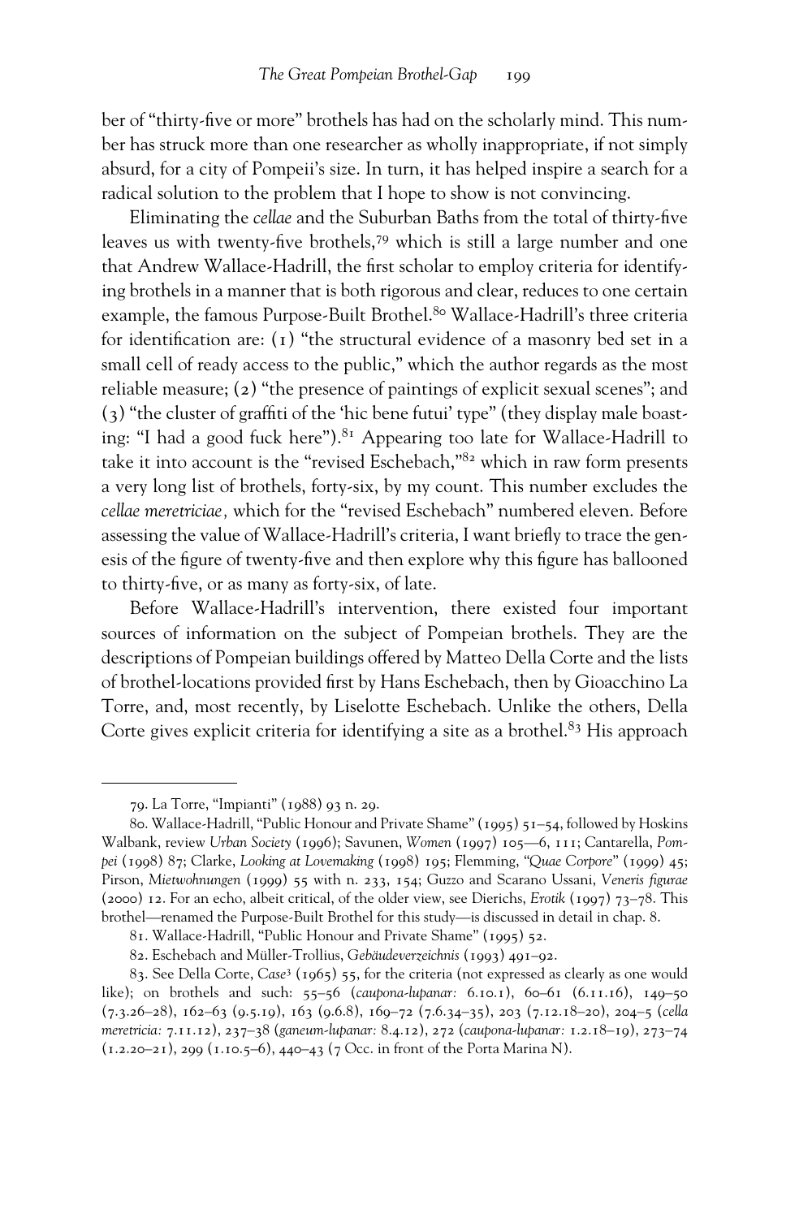ber of "thirty-five or more" brothels has had on the scholarly mind. This number has struck more than one researcher as wholly inappropriate, if not simply absurd, for a city of Pompeii's size. In turn, it has helped inspire a search for a radical solution to the problem that I hope to show is not convincing.

Eliminating the *cellae* and the Suburban Baths from the total of thirty-five leaves us with twenty-five brothels,[79] which is still a large number and one that Andrew Wallace-Hadrill, the first scholar to employ criteria for identifying brothels in a manner that is both rigorous and clear, reduces to one certain example, the famous Purpose-Built Brothel.[80] Wallace-Hadrill's three criteria for identification are: (1) "the structural evidence of a masonry bed set in a small cell of ready access to the public," which the author regards as the most reliable measure; (2) "the presence of paintings of explicit sexual scenes"; and (3) "the cluster of graffiti of the 'hic bene futui' type" (they display male boasting: "I had a good fuck here").[81] Appearing too late for Wallace-Hadrill to take it into account is the "revised Eschebach,"[82] which in raw form presents a very long list of brothels, forty-six, by my count. This number excludes the *cellae meretriciae*, which for the "revised Eschebach" numbered eleven. Before assessing the value of Wallace-Hadrill's criteria, I want briefly to trace the genesis of the figure of twenty-five and then explore why this figure has ballooned to thirty-five, or as many as forty-six, of late.

Before Wallace-Hadrill's intervention, there existed four important sources of information on the subject of Pompeian brothels. They are the descriptions of Pompeian buildings offered by Matteo Della Corte and the lists of brothel-locations provided first by Hans Eschebach, then by Gioacchino La Torre, and, most recently, by Liselotte Eschebach. Unlike the others, Della Corte gives explicit criteria for identifying a site as a brothel.[83] His approach

---

79. La Torre, "Impianti" (1988) 93 n. 29.

80. Wallace-Hadrill, "Public Honour and Private Shame" (1995) 51–54, followed by Hoskins Walbank, review *Urban Society* (1996); Savunen, *Women* (1997) 105—6, 111; Cantarella, *Pompei* (1998) 87; Clarke, *Looking at Lovemaking* (1998) 195; Flemming, "*Quae Corpore*" (1999) 45; Pirson, *Mietwohnungen* (1999) 55 with n. 233, 154; Guzzo and Scarano Ussani, *Veneris figurae* (2000) 12. For an echo, albeit critical, of the older view, see Dierichs, *Erotik* (1997) 73–78. This brothel—renamed the Purpose-Built Brothel for this study—is discussed in detail in chap. 8.

81. Wallace-Hadrill, "Public Honour and Private Shame" (1995) 52.

82. Eschebach and Müller-Trollius, *Gebäudeverzeichnis* (1993) 491–92.

83. See Della Corte, *Case*[3] (1965) 55, for the criteria (not expressed as clearly as one would like); on brothels and such: 55–56 (*caupona-lupanar:* 6.10.1), 60–61 (6.11.16), 149–50 (7.3.26–28), 162–63 (9.5.19), 163 (9.6.8), 169–72 (7.6.34–35), 203 (7.12.18–20), 204–5 (*cella meretricia:* 7.11.12), 237–38 (*ganeum-lupanar:* 8.4.12), 272 (*caupona-lupanar:* 1.2.18–19), 273–74 (1.2.20–21), 299 (1.10.5–6), 440–43 (7 Occ. in front of the Porta Marina N).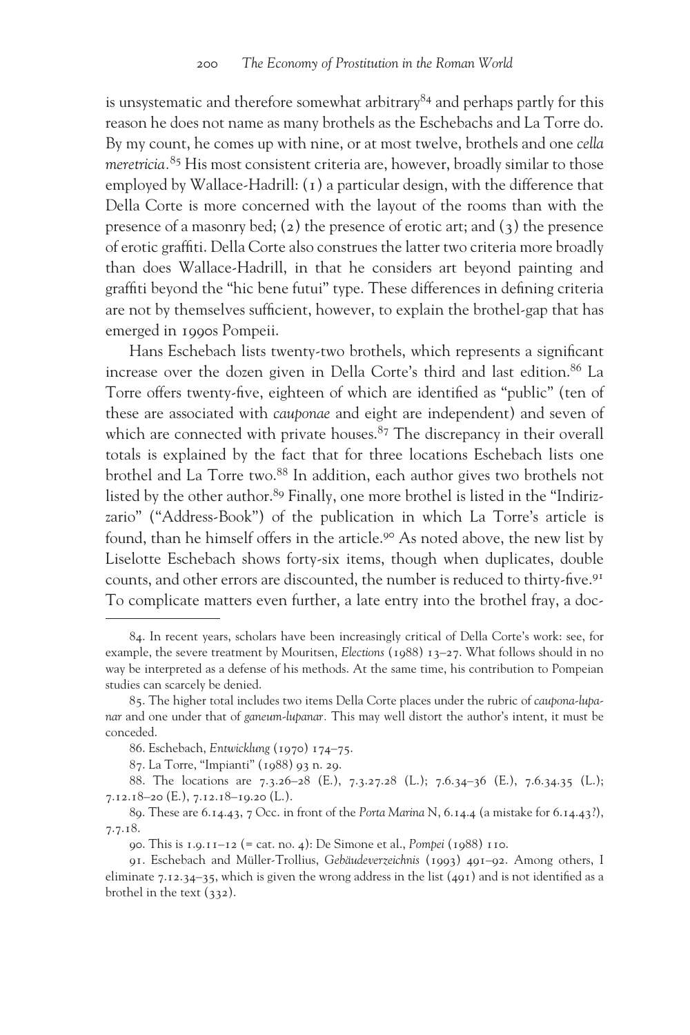is unsystematic and therefore somewhat arbitrary[84] and perhaps partly for this reason he does not name as many brothels as the Eschebachs and La Torre do. By my count, he comes up with nine, or at most twelve, brothels and one *cella meretricia*.[85] His most consistent criteria are, however, broadly similar to those employed by Wallace-Hadrill: (1) a particular design, with the difference that Della Corte is more concerned with the layout of the rooms than with the presence of a masonry bed; (2) the presence of erotic art; and (3) the presence of erotic graffiti. Della Corte also construes the latter two criteria more broadly than does Wallace-Hadrill, in that he considers art beyond painting and graffiti beyond the "hic bene futui" type. These differences in defining criteria are not by themselves sufficient, however, to explain the brothel-gap that has emerged in 1990s Pompeii.

Hans Eschebach lists twenty-two brothels, which represents a significant increase over the dozen given in Della Corte's third and last edition.[86] La Torre offers twenty-five, eighteen of which are identified as "public" (ten of these are associated with *cauponae* and eight are independent) and seven of which are connected with private houses.[87] The discrepancy in their overall totals is explained by the fact that for three locations Eschebach lists one brothel and La Torre two.[88] In addition, each author gives two brothels not listed by the other author.[89] Finally, one more brothel is listed in the "Indirizzario" ("Address-Book") of the publication in which La Torre's article is found, than he himself offers in the article.[90] As noted above, the new list by Liselotte Eschebach shows forty-six items, though when duplicates, double counts, and other errors are discounted, the number is reduced to thirty-five.[91] To complicate matters even further, a late entry into the brothel fray, a doc-

---

84. In recent years, scholars have been increasingly critical of Della Corte's work: see, for example, the severe treatment by Mouritsen, *Elections* (1988) 13–27. What follows should in no way be interpreted as a defense of his methods. At the same time, his contribution to Pompeian studies can scarcely be denied.

85. The higher total includes two items Della Corte places under the rubric of *caupona-lupanar* and one under that of *ganeum-lupanar*. This may well distort the author's intent, it must be conceded.

86. Eschebach, *Entwicklung* (1970) 174–75.

87. La Torre, "Impianti" (1988) 93 n. 29.

88. The locations are 7.3.26–28 (E.), 7.3.27.28 (L.); 7.6.34–36 (E.), 7.6.34.35 (L.); 7.12.18–20 (E.), 7.12.18–19.20 (L.).

89. These are 6.14.43, 7 Occ. in front of the *Porta Marina* N, 6.14.4 (a mistake for 6.14.43?), 7.7.18.

90. This is 1.9.11–12 (= cat. no. 4): De Simone et al., *Pompei* (1988) 110.

91. Eschebach and Müller-Trollius, *Gebäudeverzeichnis* (1993) 491–92. Among others, I eliminate 7.12.34–35, which is given the wrong address in the list (491) and is not identified as a brothel in the text (332).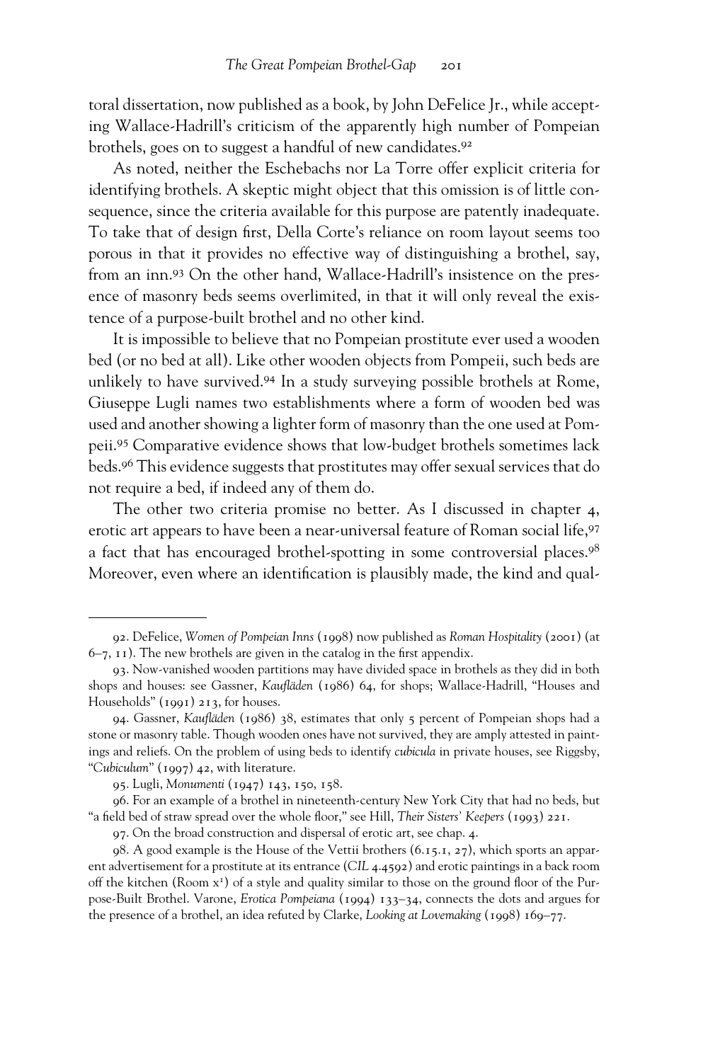toral dissertation, now published as a book, by John DeFelice Jr., while accepting Wallace-Hadrill's criticism of the apparently high number of Pompeian brothels, goes on to suggest a handful of new candidates.[92]

As noted, neither the Eschebachs nor La Torre offer explicit criteria for identifying brothels. A skeptic might object that this omission is of little consequence, since the criteria available for this purpose are patently inadequate. To take that of design first, Della Corte's reliance on room layout seems too porous in that it provides no effective way of distinguishing a brothel, say, from an inn.[93] On the other hand, Wallace-Hadrill's insistence on the presence of masonry beds seems overlimited, in that it will only reveal the existence of a purpose-built brothel and no other kind.

It is impossible to believe that no Pompeian prostitute ever used a wooden bed (or no bed at all). Like other wooden objects from Pompeii, such beds are unlikely to have survived.[94] In a study surveying possible brothels at Rome, Giuseppe Lugli names two establishments where a form of wooden bed was used and another showing a lighter form of masonry than the one used at Pompeii.[95] Comparative evidence shows that low-budget brothels sometimes lack beds.[96] This evidence suggests that prostitutes may offer sexual services that do not require a bed, if indeed any of them do.

The other two criteria promise no better. As I discussed in chapter 4, erotic art appears to have been a near-universal feature of Roman social life,[97] a fact that has encouraged brothel-spotting in some controversial places.[98] Moreover, even where an identification is plausibly made, the kind and qual-

---

92. DeFelice, *Women of Pompeian Inns* (1998) now published as *Roman Hospitality* (2001) (at 6–7, 11). The new brothels are given in the catalog in the first appendix.

93. Now-vanished wooden partitions may have divided space in brothels as they did in both shops and houses: see Gassner, *Kaufläden* (1986) 64, for shops; Wallace-Hadrill, "Houses and Households" (1991) 213, for houses.

94. Gassner, *Kaufläden* (1986) 38, estimates that only 5 percent of Pompeian shops had a stone or masonry table. Though wooden ones have not survived, they are amply attested in paintings and reliefs. On the problem of using beds to identify *cubicula* in private houses, see Riggsby, "*Cubiculum*" (1997) 42, with literature.

95. Lugli, *Monumenti* (1947) 143, 150, 158.

96. For an example of a brothel in nineteenth-century New York City that had no beds, but "a field bed of straw spread over the whole floor," see Hill, *Their Sisters' Keepers* (1993) 221.

97. On the broad construction and dispersal of erotic art, see chap. 4.

98. A good example is the House of the Vettii brothers (6.15.1, 27), which sports an apparent advertisement for a prostitute at its entrance (*CIL* 4.4592) and erotic paintings in a back room off the kitchen (Room x[1]) of a style and quality similar to those on the ground floor of the Purpose-Built Brothel. Varone, *Erotica Pompeiana* (1994) 133–34, connects the dots and argues for the presence of a brothel, an idea refuted by Clarke, *Looking at Lovemaking* (1998) 169–77.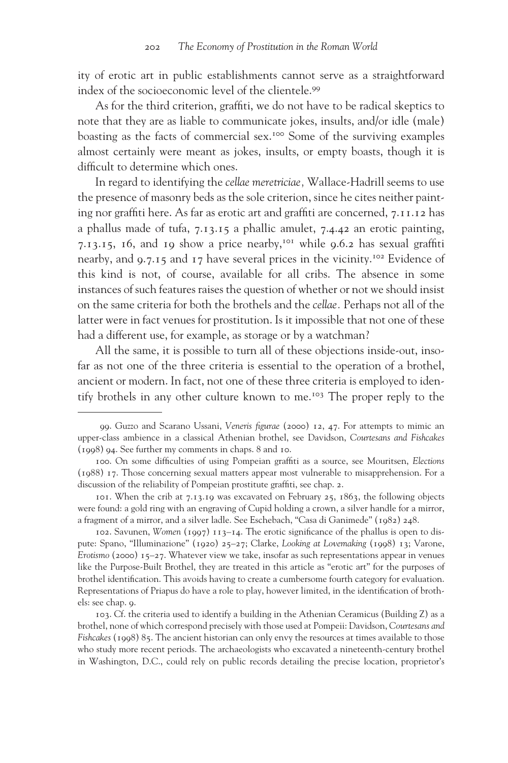ity of erotic art in public establishments cannot serve as a straightforward index of the socioeconomic level of the clientele.[99]

As for the third criterion, graffiti, we do not have to be radical skeptics to note that they are as liable to communicate jokes, insults, and/or idle (male) boasting as the facts of commercial sex.[100] Some of the surviving examples almost certainly were meant as jokes, insults, or empty boasts, though it is difficult to determine which ones.

In regard to identifying the *cellae meretriciae,* Wallace-Hadrill seems to use the presence of masonry beds as the sole criterion, since he cites neither painting nor graffiti here. As far as erotic art and graffiti are concerned, 7.11.12 has a phallus made of tufa, 7.13.15 a phallic amulet, 7.4.42 an erotic painting, 7.13.15, 16, and 19 show a price nearby,[101] while 9.6.2 has sexual graffiti nearby, and 9.7.15 and 17 have several prices in the vicinity.[102] Evidence of this kind is not, of course, available for all cribs. The absence in some instances of such features raises the question of whether or not we should insist on the same criteria for both the brothels and the *cellae.* Perhaps not all of the latter were in fact venues for prostitution. Is it impossible that not one of these had a different use, for example, as storage or by a watchman?

All the same, it is possible to turn all of these objections inside-out, insofar as not one of the three criteria is essential to the operation of a brothel, ancient or modern. In fact, not one of these three criteria is employed to identify brothels in any other culture known to me.[103] The proper reply to the

---

99. Guzzo and Scarano Ussani, *Veneris figurae* (2000) 12, 47. For attempts to mimic an upper-class ambience in a classical Athenian brothel, see Davidson, *Courtesans and Fishcakes* (1998) 94. See further my comments in chaps. 8 and 10.

100. On some difficulties of using Pompeian graffiti as a source, see Mouritsen, *Elections* (1988) 17. Those concerning sexual matters appear most vulnerable to misapprehension. For a discussion of the reliability of Pompeian prostitute graffiti, see chap. 2.

101. When the crib at 7.13.19 was excavated on February 25, 1863, the following objects were found: a gold ring with an engraving of Cupid holding a crown, a silver handle for a mirror, a fragment of a mirror, and a silver ladle. See Eschebach, "Casa di Ganimede" (1982) 248.

102. Savunen, *Women* (1997) 113–14. The erotic significance of the phallus is open to dispute: Spano, "Illuminazione" (1920) 25–27; Clarke, *Looking at Lovemaking* (1998) 13; Varone, *Erotismo* (2000) 15–27. Whatever view we take, insofar as such representations appear in venues like the Purpose-Built Brothel, they are treated in this article as "erotic art" for the purposes of brothel identification. This avoids having to create a cumbersome fourth category for evaluation. Representations of Priapus do have a role to play, however limited, in the identification of brothels: see chap. 9.

103. Cf. the criteria used to identify a building in the Athenian Ceramicus (Building Z) as a brothel, none of which correspond precisely with those used at Pompeii: Davidson, *Courtesans and Fishcakes* (1998) 85. The ancient historian can only envy the resources at times available to those who study more recent periods. The archaeologists who excavated a nineteenth-century brothel in Washington, D.C., could rely on public records detailing the precise location, proprietor's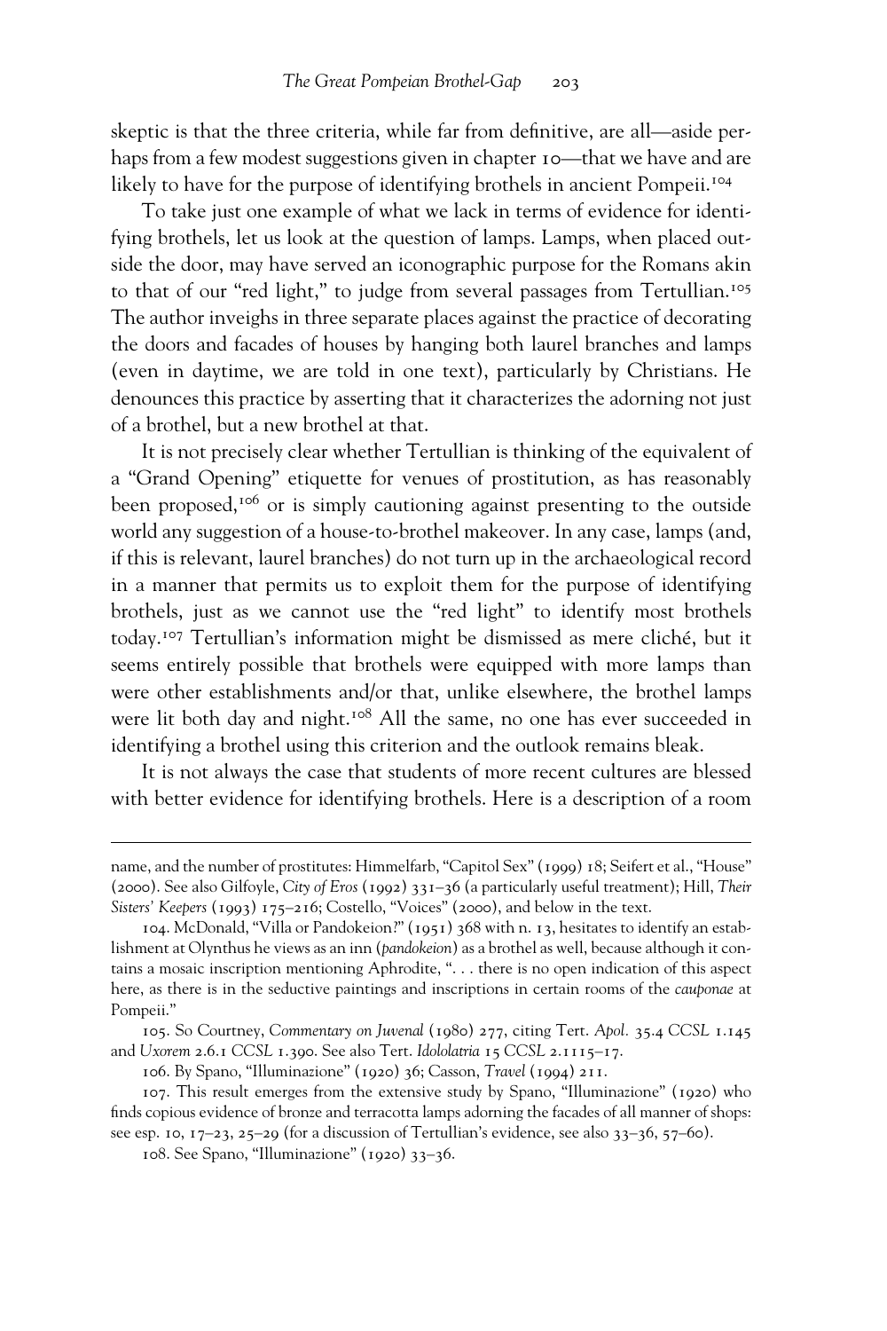skeptic is that the three criteria, while far from definitive, are all—aside perhaps from a few modest suggestions given in chapter 10—that we have and are likely to have for the purpose of identifying brothels in ancient Pompeii.[104]

To take just one example of what we lack in terms of evidence for identifying brothels, let us look at the question of lamps. Lamps, when placed outside the door, may have served an iconographic purpose for the Romans akin to that of our "red light," to judge from several passages from Tertullian.[105] The author inveighs in three separate places against the practice of decorating the doors and facades of houses by hanging both laurel branches and lamps (even in daytime, we are told in one text), particularly by Christians. He denounces this practice by asserting that it characterizes the adorning not just of a brothel, but a new brothel at that.

It is not precisely clear whether Tertullian is thinking of the equivalent of a "Grand Opening" etiquette for venues of prostitution, as has reasonably been proposed,[106] or is simply cautioning against presenting to the outside world any suggestion of a house-to-brothel makeover. In any case, lamps (and, if this is relevant, laurel branches) do not turn up in the archaeological record in a manner that permits us to exploit them for the purpose of identifying brothels, just as we cannot use the "red light" to identify most brothels today.[107] Tertullian's information might be dismissed as mere cliché, but it seems entirely possible that brothels were equipped with more lamps than were other establishments and/or that, unlike elsewhere, the brothel lamps were lit both day and night.[108] All the same, no one has ever succeeded in identifying a brothel using this criterion and the outlook remains bleak.

It is not always the case that students of more recent cultures are blessed with better evidence for identifying brothels. Here is a description of a room

---

name, and the number of prostitutes: Himmelfarb, "Capitol Sex" (1999) 18; Seifert et al., "House" (2000). See also Gilfoyle, *City of Eros* (1992) 331–36 (a particularly useful treatment); Hill, *Their Sisters' Keepers* (1993) 175–216; Costello, "Voices" (2000), and below in the text.

104. McDonald, "Villa or Pandokeion?" (1951) 368 with n. 13, hesitates to identify an establishment at Olynthus he views as an inn (*pandokeion*) as a brothel as well, because although it contains a mosaic inscription mentioning Aphrodite, ". . . there is no open indication of this aspect here, as there is in the seductive paintings and inscriptions in certain rooms of the *cauponae* at Pompeii."

105. So Courtney, *Commentary on Juvenal* (1980) 277, citing Tert. *Apol.* 35.4 *CCSL* 1.145 and *Uxorem* 2.6.1 *CCSL* 1.390. See also Tert. *Idololatria* 15 *CCSL* 2.1115–17.

106. By Spano, "Illuminazione" (1920) 36; Casson, *Travel* (1994) 211.

107. This result emerges from the extensive study by Spano, "Illuminazione" (1920) who finds copious evidence of bronze and terracotta lamps adorning the facades of all manner of shops: see esp. 10, 17–23, 25–29 (for a discussion of Tertullian's evidence, see also 33–36, 57–60).

108. See Spano, "Illuminazione" (1920) 33–36.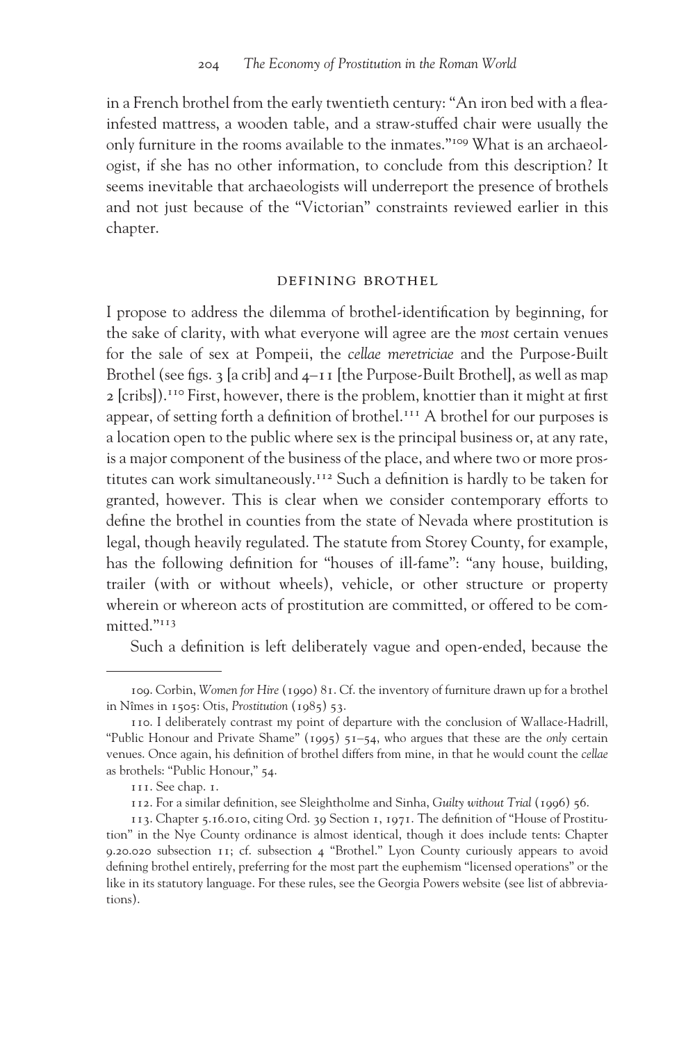in a French brothel from the early twentieth century: "An iron bed with a flea-infested mattress, a wooden table, and a straw-stuffed chair were usually the only furniture in the rooms available to the inmates."[109] What is an archaeologist, if she has no other information, to conclude from this description? It seems inevitable that archaeologists will underreport the presence of brothels and not just because of the "Victorian" constraints reviewed earlier in this chapter.

## DEFINING BROTHEL

I propose to address the dilemma of brothel-identification by beginning, for the sake of clarity, with what everyone will agree are the *most* certain venues for the sale of sex at Pompeii, the *cellae meretriciae* and the Purpose-Built Brothel (see figs. 3 [a crib] and 4–11 [the Purpose-Built Brothel], as well as map 2 [cribs]).[110] First, however, there is the problem, knottier than it might at first appear, of setting forth a definition of brothel.[111] A brothel for our purposes is a location open to the public where sex is the principal business or, at any rate, is a major component of the business of the place, and where two or more prostitutes can work simultaneously.[112] Such a definition is hardly to be taken for granted, however. This is clear when we consider contemporary efforts to define the brothel in counties from the state of Nevada where prostitution is legal, though heavily regulated. The statute from Storey County, for example, has the following definition for "houses of ill-fame": "any house, building, trailer (with or without wheels), vehicle, or other structure or property wherein or whereon acts of prostitution are committed, or offered to be committed."[113]

Such a definition is left deliberately vague and open-ended, because the

---

109. Corbin, *Women for Hire* (1990) 81. Cf. the inventory of furniture drawn up for a brothel in Nîmes in 1505: Otis, *Prostitution* (1985) 53.

110. I deliberately contrast my point of departure with the conclusion of Wallace-Hadrill, "Public Honour and Private Shame" (1995) 51–54, who argues that these are the *only* certain venues. Once again, his definition of brothel differs from mine, in that he would count the *cellae* as brothels: "Public Honour," 54.

111. See chap. 1.

112. For a similar definition, see Sleightholme and Sinha, *Guilty without Trial* (1996) 56.

113. Chapter 5.16.010, citing Ord. 39 Section 1, 1971. The definition of "House of Prostitution" in the Nye County ordinance is almost identical, though it does include tents: Chapter 9.20.020 subsection 11; cf. subsection 4 "Brothel." Lyon County curiously appears to avoid defining brothel entirely, preferring for the most part the euphemism "licensed operations" or the like in its statutory language. For these rules, see the Georgia Powers website (see list of abbreviations).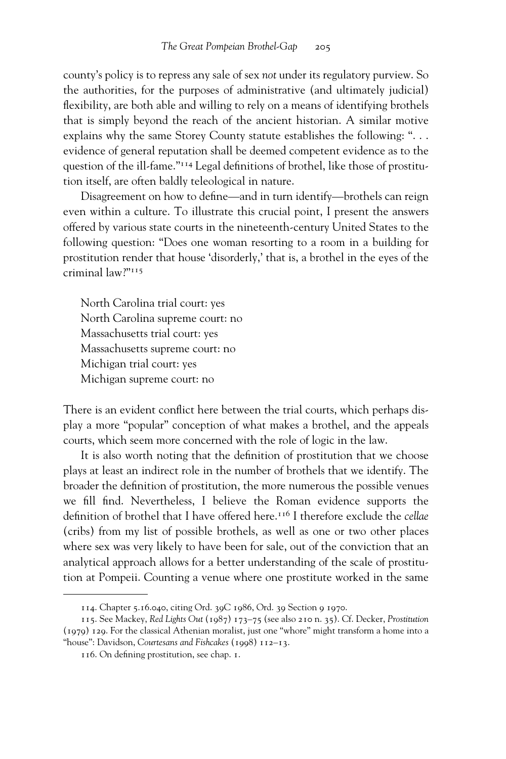county's policy is to repress any sale of sex *not* under its regulatory purview. So the authorities, for the purposes of administrative (and ultimately judicial) flexibility, are both able and willing to rely on a means of identifying brothels that is simply beyond the reach of the ancient historian. A similar motive explains why the same Storey County statute establishes the following: ". . . evidence of general reputation shall be deemed competent evidence as to the question of the ill-fame."[114] Legal definitions of brothel, like those of prostitution itself, are often baldly teleological in nature.

Disagreement on how to define—and in turn identify—brothels can reign even within a culture. To illustrate this crucial point, I present the answers offered by various state courts in the nineteenth-century United States to the following question: "Does one woman resorting to a room in a building for prostitution render that house 'disorderly,' that is, a brothel in the eyes of the criminal law?"[115]

North Carolina trial court: yes
North Carolina supreme court: no
Massachusetts trial court: yes
Massachusetts supreme court: no
Michigan trial court: yes
Michigan supreme court: no

There is an evident conflict here between the trial courts, which perhaps display a more "popular" conception of what makes a brothel, and the appeals courts, which seem more concerned with the role of logic in the law.

It is also worth noting that the definition of prostitution that we choose plays at least an indirect role in the number of brothels that we identify. The broader the definition of prostitution, the more numerous the possible venues we fill find. Nevertheless, I believe the Roman evidence supports the definition of brothel that I have offered here.[116] I therefore exclude the *cellae* (cribs) from my list of possible brothels, as well as one or two other places where sex was very likely to have been for sale, out of the conviction that an analytical approach allows for a better understanding of the scale of prostitution at Pompeii. Counting a venue where one prostitute worked in the same

---

114. Chapter 5.16.040, citing Ord. 39C 1986, Ord. 39 Section 9 1970.

115. See Mackey, *Red Lights Out* (1987) 173–75 (see also 210 n. 35). Cf. Decker, *Prostitution* (1979) 129. For the classical Athenian moralist, just one "whore" might transform a home into a "house": Davidson, *Courtesans and Fishcakes* (1998) 112–13.

116. On defining prostitution, see chap. 1.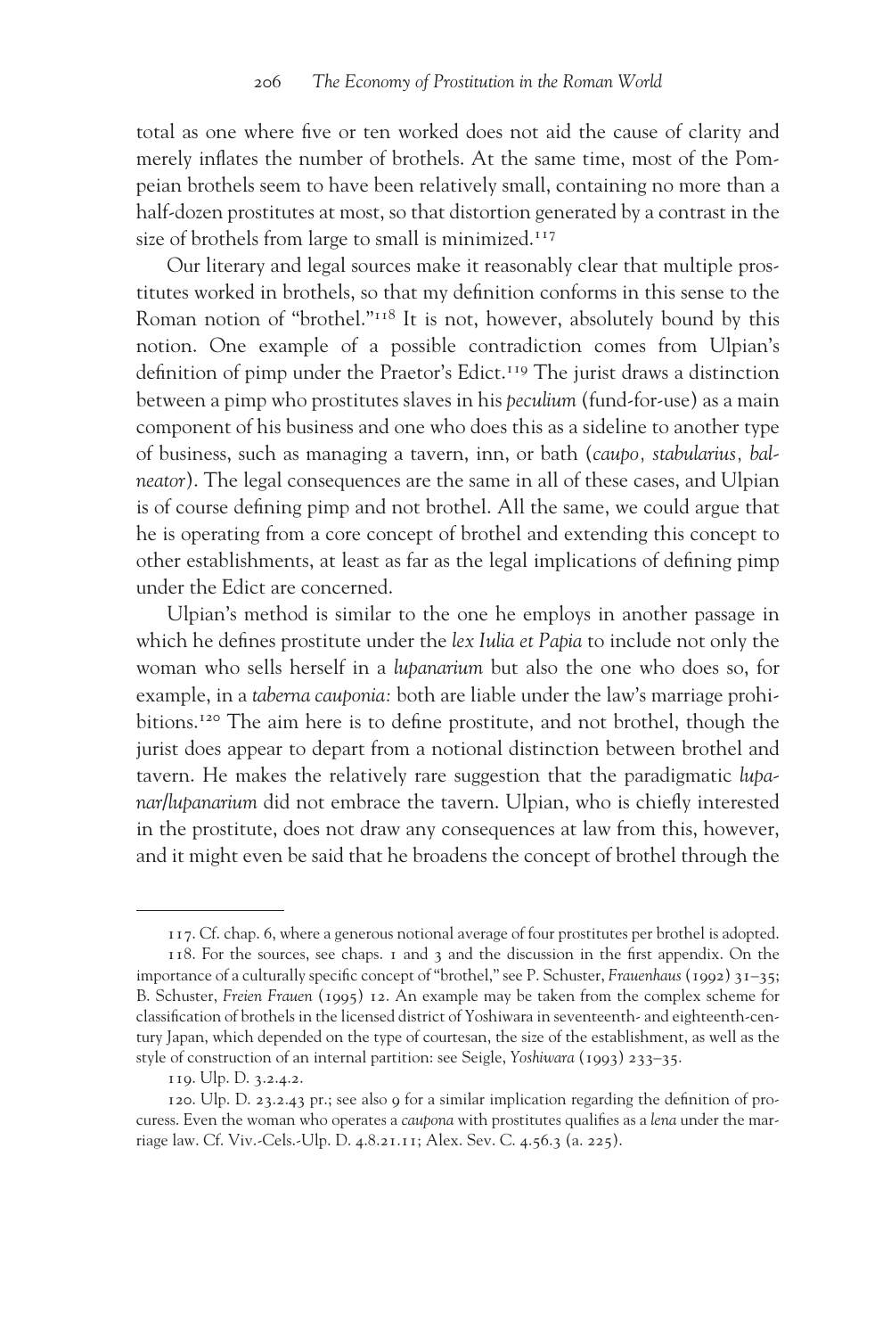total as one where five or ten worked does not aid the cause of clarity and merely inflates the number of brothels. At the same time, most of the Pompeian brothels seem to have been relatively small, containing no more than a half-dozen prostitutes at most, so that distortion generated by a contrast in the size of brothels from large to small is minimized.[117]

Our literary and legal sources make it reasonably clear that multiple prostitutes worked in brothels, so that my definition conforms in this sense to the Roman notion of "brothel."[118] It is not, however, absolutely bound by this notion. One example of a possible contradiction comes from Ulpian's definition of pimp under the Praetor's Edict.[119] The jurist draws a distinction between a pimp who prostitutes slaves in his *peculium* (fund-for-use) as a main component of his business and one who does this as a sideline to another type of business, such as managing a tavern, inn, or bath (*caupo, stabularius, balneator*). The legal consequences are the same in all of these cases, and Ulpian is of course defining pimp and not brothel. All the same, we could argue that he is operating from a core concept of brothel and extending this concept to other establishments, at least as far as the legal implications of defining pimp under the Edict are concerned.

Ulpian's method is similar to the one he employs in another passage in which he defines prostitute under the *lex Iulia et Papia* to include not only the woman who sells herself in a *lupanarium* but also the one who does so, for example, in a *taberna cauponia:* both are liable under the law's marriage prohibitions.[120] The aim here is to define prostitute, and not brothel, though the jurist does appear to depart from a notional distinction between brothel and tavern. He makes the relatively rare suggestion that the paradigmatic *lupanar/lupanarium* did not embrace the tavern. Ulpian, who is chiefly interested in the prostitute, does not draw any consequences at law from this, however, and it might even be said that he broadens the concept of brothel through the

---

117. Cf. chap. 6, where a generous notional average of four prostitutes per brothel is adopted.

118. For the sources, see chaps. 1 and 3 and the discussion in the first appendix. On the importance of a culturally specific concept of "brothel," see P. Schuster, *Frauenhaus* (1992) 31–35; B. Schuster, *Freien Frauen* (1995) 12. An example may be taken from the complex scheme for classification of brothels in the licensed district of Yoshiwara in seventeenth- and eighteenth-century Japan, which depended on the type of courtesan, the size of the establishment, as well as the style of construction of an internal partition: see Seigle, *Yoshiwara* (1993) 233–35.

119. Ulp. D. 3.2.4.2.

120. Ulp. D. 23.2.43 pr.; see also 9 for a similar implication regarding the definition of procuress. Even the woman who operates a *caupona* with prostitutes qualifies as a *lena* under the marriage law. Cf. Viv.-Cels.-Ulp. D. 4.8.21.11; Alex. Sev. C. 4.56.3 (a. 225).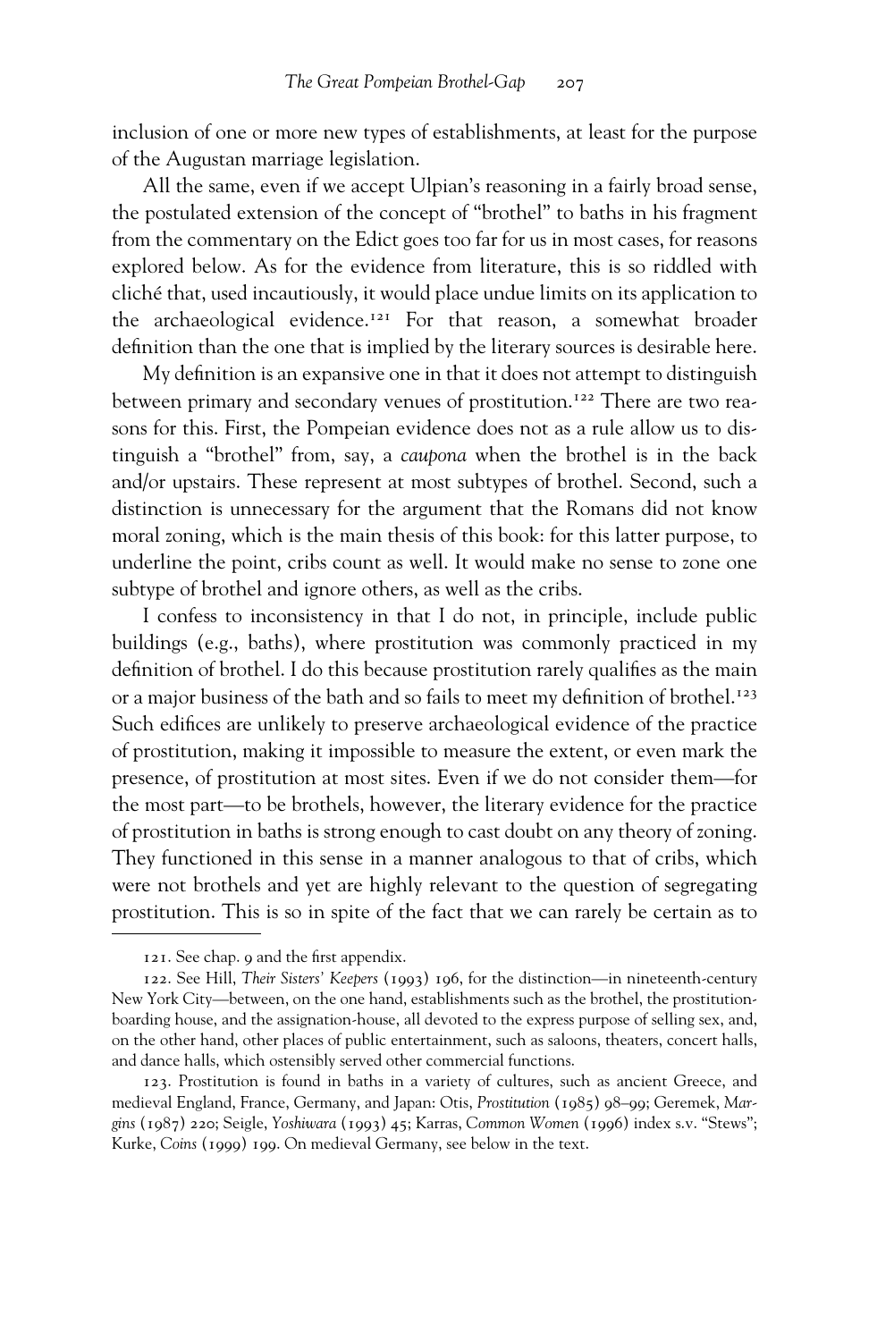inclusion of one or more new types of establishments, at least for the purpose of the Augustan marriage legislation.

All the same, even if we accept Ulpian's reasoning in a fairly broad sense, the postulated extension of the concept of "brothel" to baths in his fragment from the commentary on the Edict goes too far for us in most cases, for reasons explored below. As for the evidence from literature, this is so riddled with cliché that, used incautiously, it would place undue limits on its application to the archaeological evidence.[121] For that reason, a somewhat broader definition than the one that is implied by the literary sources is desirable here.

My definition is an expansive one in that it does not attempt to distinguish between primary and secondary venues of prostitution.[122] There are two reasons for this. First, the Pompeian evidence does not as a rule allow us to distinguish a "brothel" from, say, a *caupona* when the brothel is in the back and/or upstairs. These represent at most subtypes of brothel. Second, such a distinction is unnecessary for the argument that the Romans did not know moral zoning, which is the main thesis of this book: for this latter purpose, to underline the point, cribs count as well. It would make no sense to zone one subtype of brothel and ignore others, as well as the cribs.

I confess to inconsistency in that I do not, in principle, include public buildings (e.g., baths), where prostitution was commonly practiced in my definition of brothel. I do this because prostitution rarely qualifies as the main or a major business of the bath and so fails to meet my definition of brothel.[123] Such edifices are unlikely to preserve archaeological evidence of the practice of prostitution, making it impossible to measure the extent, or even mark the presence, of prostitution at most sites. Even if we do not consider them—for the most part—to be brothels, however, the literary evidence for the practice of prostitution in baths is strong enough to cast doubt on any theory of zoning. They functioned in this sense in a manner analogous to that of cribs, which were not brothels and yet are highly relevant to the question of segregating prostitution. This is so in spite of the fact that we can rarely be certain as to

121. See chap. 9 and the first appendix.

122. See Hill, *Their Sisters' Keepers* (1993) 196, for the distinction—in nineteenth-century New York City—between, on the one hand, establishments such as the brothel, the prostitution-boarding house, and the assignation-house, all devoted to the express purpose of selling sex, and, on the other hand, other places of public entertainment, such as saloons, theaters, concert halls, and dance halls, which ostensibly served other commercial functions.

123. Prostitution is found in baths in a variety of cultures, such as ancient Greece, and medieval England, France, Germany, and Japan: Otis, *Prostitution* (1985) 98–99; Geremek, *Margins* (1987) 220; Seigle, *Yoshiwara* (1993) 45; Karras, *Common Women* (1996) index s.v. "Stews"; Kurke, *Coins* (1999) 199. On medieval Germany, see below in the text.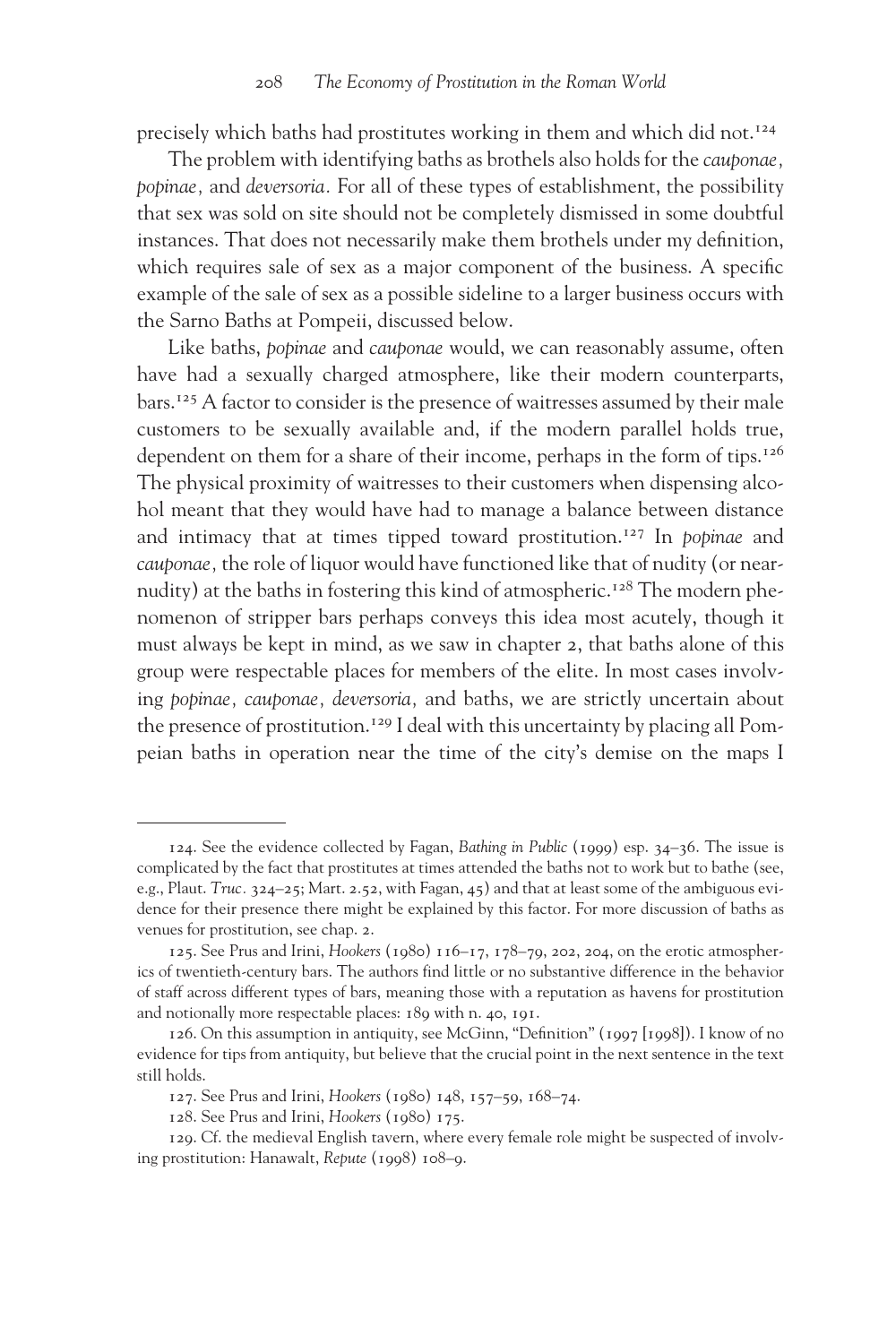precisely which baths had prostitutes working in them and which did not.[124]

The problem with identifying baths as brothels also holds for the *cauponae, popinae,* and *deversoria.* For all of these types of establishment, the possibility that sex was sold on site should not be completely dismissed in some doubtful instances. That does not necessarily make them brothels under my definition, which requires sale of sex as a major component of the business. A specific example of the sale of sex as a possible sideline to a larger business occurs with the Sarno Baths at Pompeii, discussed below.

Like baths, *popinae* and *cauponae* would, we can reasonably assume, often have had a sexually charged atmosphere, like their modern counterparts, bars.[125] A factor to consider is the presence of waitresses assumed by their male customers to be sexually available and, if the modern parallel holds true, dependent on them for a share of their income, perhaps in the form of tips.[126] The physical proximity of waitresses to their customers when dispensing alcohol meant that they would have had to manage a balance between distance and intimacy that at times tipped toward prostitution.[127] In *popinae* and *cauponae,* the role of liquor would have functioned like that of nudity (or near-nudity) at the baths in fostering this kind of atmospheric.[128] The modern phenomenon of stripper bars perhaps conveys this idea most acutely, though it must always be kept in mind, as we saw in chapter 2, that baths alone of this group were respectable places for members of the elite. In most cases involving *popinae, cauponae, deversoria,* and baths, we are strictly uncertain about the presence of prostitution.[129] I deal with this uncertainty by placing all Pompeian baths in operation near the time of the city's demise on the maps I

---

124. See the evidence collected by Fagan, *Bathing in Public* (1999) esp. 34–36. The issue is complicated by the fact that prostitutes at times attended the baths not to work but to bathe (see, e.g., Plaut. *Truc.* 324–25; Mart. 2.52, with Fagan, 45) and that at least some of the ambiguous evidence for their presence there might be explained by this factor. For more discussion of baths as venues for prostitution, see chap. 2.

125. See Prus and Irini, *Hookers* (1980) 116–17, 178–79, 202, 204, on the erotic atmospherics of twentieth-century bars. The authors find little or no substantive difference in the behavior of staff across different types of bars, meaning those with a reputation as havens for prostitution and notionally more respectable places: 189 with n. 40, 191.

126. On this assumption in antiquity, see McGinn, "Definition" (1997 [1998]). I know of no evidence for tips from antiquity, but believe that the crucial point in the next sentence in the text still holds.

127. See Prus and Irini, *Hookers* (1980) 148, 157–59, 168–74.

128. See Prus and Irini, *Hookers* (1980) 175.

129. Cf. the medieval English tavern, where every female role might be suspected of involving prostitution: Hanawalt, *Repute* (1998) 108–9.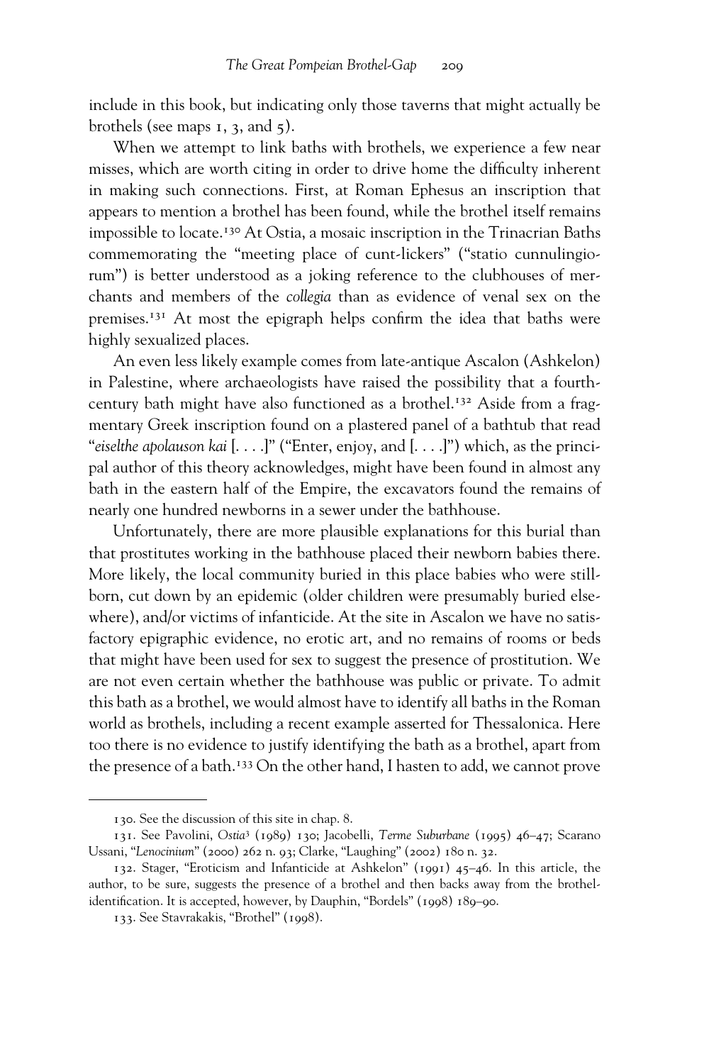include in this book, but indicating only those taverns that might actually be brothels (see maps 1, 3, and 5).

When we attempt to link baths with brothels, we experience a few near misses, which are worth citing in order to drive home the difficulty inherent in making such connections. First, at Roman Ephesus an inscription that appears to mention a brothel has been found, while the brothel itself remains impossible to locate.[130] At Ostia, a mosaic inscription in the Trinacrian Baths commemorating the "meeting place of cunt-lickers" ("statio cunnulingiorum") is better understood as a joking reference to the clubhouses of merchants and members of the *collegia* than as evidence of venal sex on the premises.[131] At most the epigraph helps confirm the idea that baths were highly sexualized places.

An even less likely example comes from late-antique Ascalon (Ashkelon) in Palestine, where archaeologists have raised the possibility that a fourth-century bath might have also functioned as a brothel.[132] Aside from a fragmentary Greek inscription found on a plastered panel of a bathtub that read "*eiselthe apolauson kai* [. . . .]" ("Enter, enjoy, and [. . . .]") which, as the principal author of this theory acknowledges, might have been found in almost any bath in the eastern half of the Empire, the excavators found the remains of nearly one hundred newborns in a sewer under the bathhouse.

Unfortunately, there are more plausible explanations for this burial than that prostitutes working in the bathhouse placed their newborn babies there. More likely, the local community buried in this place babies who were stillborn, cut down by an epidemic (older children were presumably buried elsewhere), and/or victims of infanticide. At the site in Ascalon we have no satisfactory epigraphic evidence, no erotic art, and no remains of rooms or beds that might have been used for sex to suggest the presence of prostitution. We are not even certain whether the bathhouse was public or private. To admit this bath as a brothel, we would almost have to identify all baths in the Roman world as brothels, including a recent example asserted for Thessalonica. Here too there is no evidence to justify identifying the bath as a brothel, apart from the presence of a bath.[133] On the other hand, I hasten to add, we cannot prove

---

130. See the discussion of this site in chap. 8.

131. See Pavolini, *Ostia*³ (1989) 130; Jacobelli, *Terme Suburbane* (1995) 46–47; Scarano Ussani, "*Lenocinium*" (2000) 262 n. 93; Clarke, "Laughing" (2002) 180 n. 32.

132. Stager, "Eroticism and Infanticide at Ashkelon" (1991) 45–46. In this article, the author, to be sure, suggests the presence of a brothel and then backs away from the brothel-identification. It is accepted, however, by Dauphin, "Bordels" (1998) 189–90.

133. See Stavrakakis, "Brothel" (1998).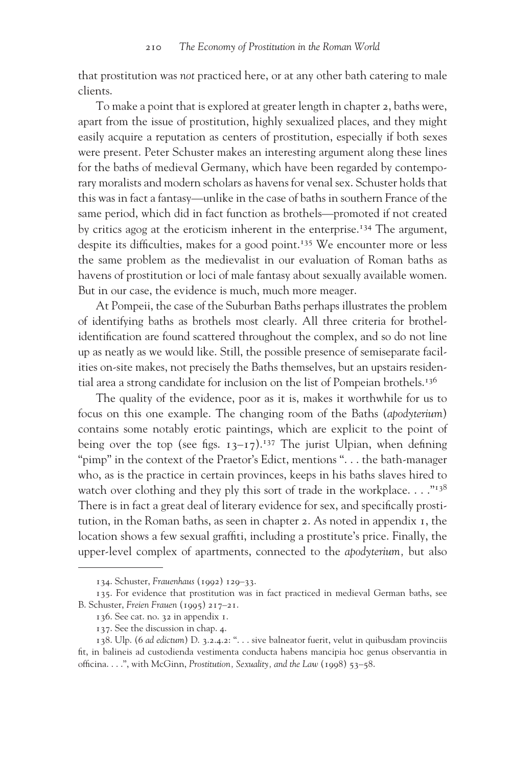that prostitution was *not* practiced here, or at any other bath catering to male clients.

To make a point that is explored at greater length in chapter 2, baths were, apart from the issue of prostitution, highly sexualized places, and they might easily acquire a reputation as centers of prostitution, especially if both sexes were present. Peter Schuster makes an interesting argument along these lines for the baths of medieval Germany, which have been regarded by contemporary moralists and modern scholars as havens for venal sex. Schuster holds that this was in fact a fantasy—unlike in the case of baths in southern France of the same period, which did in fact function as brothels—promoted if not created by critics agog at the eroticism inherent in the enterprise.[134] The argument, despite its difficulties, makes for a good point.[135] We encounter more or less the same problem as the medievalist in our evaluation of Roman baths as havens of prostitution or loci of male fantasy about sexually available women. But in our case, the evidence is much, much more meager.

At Pompeii, the case of the Suburban Baths perhaps illustrates the problem of identifying baths as brothels most clearly. All three criteria for brothel-identification are found scattered throughout the complex, and so do not line up as neatly as we would like. Still, the possible presence of semiseparate facilities on-site makes, not precisely the Baths themselves, but an upstairs residential area a strong candidate for inclusion on the list of Pompeian brothels.[136]

The quality of the evidence, poor as it is, makes it worthwhile for us to focus on this one example. The changing room of the Baths (*apodyterium*) contains some notably erotic paintings, which are explicit to the point of being over the top (see figs. 13–17).[137] The jurist Ulpian, when defining "pimp" in the context of the Praetor's Edict, mentions ". . . the bath-manager who, as is the practice in certain provinces, keeps in his baths slaves hired to watch over clothing and they ply this sort of trade in the workplace. . . ."[138] There is in fact a great deal of literary evidence for sex, and specifically prostitution, in the Roman baths, as seen in chapter 2. As noted in appendix 1, the location shows a few sexual graffiti, including a prostitute's price. Finally, the upper-level complex of apartments, connected to the *apodyterium*, but also

---

134. Schuster, *Frauenhaus* (1992) 129–33.

135. For evidence that prostitution was in fact practiced in medieval German baths, see B. Schuster, *Freien Frauen* (1995) 217–21.

136. See cat. no. 32 in appendix 1.

137. See the discussion in chap. 4.

138. Ulp. (6 *ad edictum*) D. 3.2.4.2: ". . . sive balneator fuerit, velut in quibusdam provinciis fit, in balineis ad custodienda vestimenta conducta habens mancipia hoc genus observantia in officina. . . .", with McGinn, *Prostitution, Sexuality, and the Law* (1998) 53–58.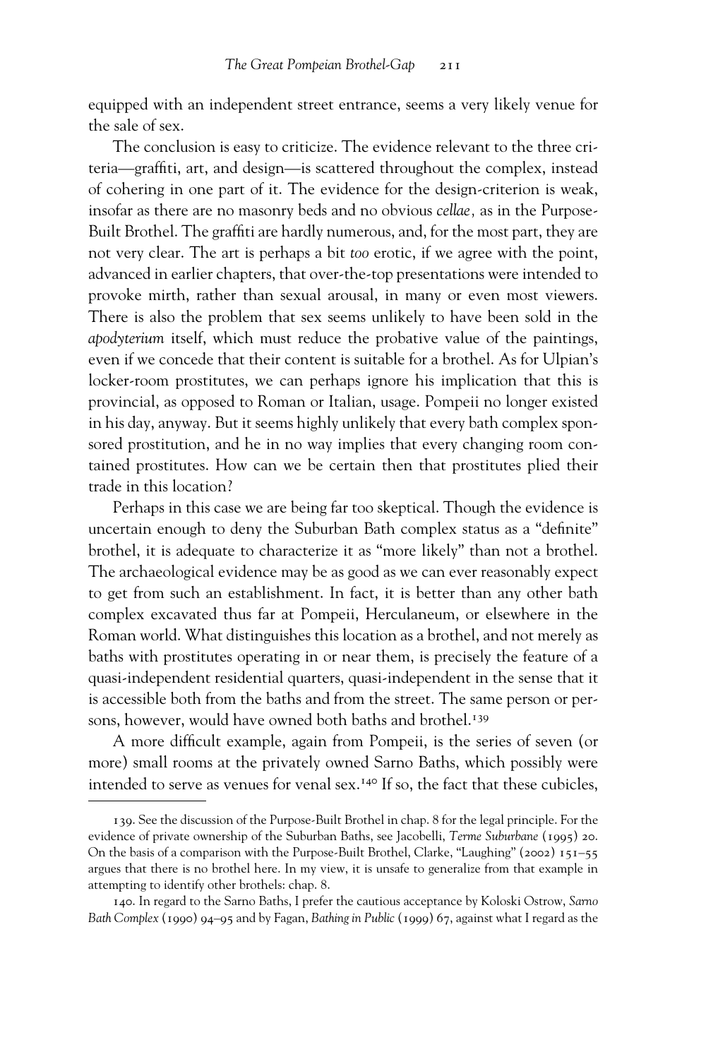equipped with an independent street entrance, seems a very likely venue for the sale of sex.

The conclusion is easy to criticize. The evidence relevant to the three criteria—graffiti, art, and design—is scattered throughout the complex, instead of cohering in one part of it. The evidence for the design-criterion is weak, insofar as there are no masonry beds and no obvious *cellae,* as in the Purpose-Built Brothel. The graffiti are hardly numerous, and, for the most part, they are not very clear. The art is perhaps a bit *too* erotic, if we agree with the point, advanced in earlier chapters, that over-the-top presentations were intended to provoke mirth, rather than sexual arousal, in many or even most viewers. There is also the problem that sex seems unlikely to have been sold in the *apodyterium* itself, which must reduce the probative value of the paintings, even if we concede that their content is suitable for a brothel. As for Ulpian's locker-room prostitutes, we can perhaps ignore his implication that this is provincial, as opposed to Roman or Italian, usage. Pompeii no longer existed in his day, anyway. But it seems highly unlikely that every bath complex sponsored prostitution, and he in no way implies that every changing room contained prostitutes. How can we be certain then that prostitutes plied their trade in this location?

Perhaps in this case we are being far too skeptical. Though the evidence is uncertain enough to deny the Suburban Bath complex status as a "definite" brothel, it is adequate to characterize it as "more likely" than not a brothel. The archaeological evidence may be as good as we can ever reasonably expect to get from such an establishment. In fact, it is better than any other bath complex excavated thus far at Pompeii, Herculaneum, or elsewhere in the Roman world. What distinguishes this location as a brothel, and not merely as baths with prostitutes operating in or near them, is precisely the feature of a quasi-independent residential quarters, quasi-independent in the sense that it is accessible both from the baths and from the street. The same person or persons, however, would have owned both baths and brothel.[139]

A more difficult example, again from Pompeii, is the series of seven (or more) small rooms at the privately owned Sarno Baths, which possibly were intended to serve as venues for venal sex.[140] If so, the fact that these cubicles,

139. See the discussion of the Purpose-Built Brothel in chap. 8 for the legal principle. For the evidence of private ownership of the Suburban Baths, see Jacobelli, *Terme Suburbane* (1995) 20. On the basis of a comparison with the Purpose-Built Brothel, Clarke, "Laughing" (2002) 151–55 argues that there is no brothel here. In my view, it is unsafe to generalize from that example in attempting to identify other brothels: chap. 8.

140. In regard to the Sarno Baths, I prefer the cautious acceptance by Koloski Ostrow, *Sarno Bath Complex* (1990) 94–95 and by Fagan, *Bathing in Public* (1999) 67, against what I regard as the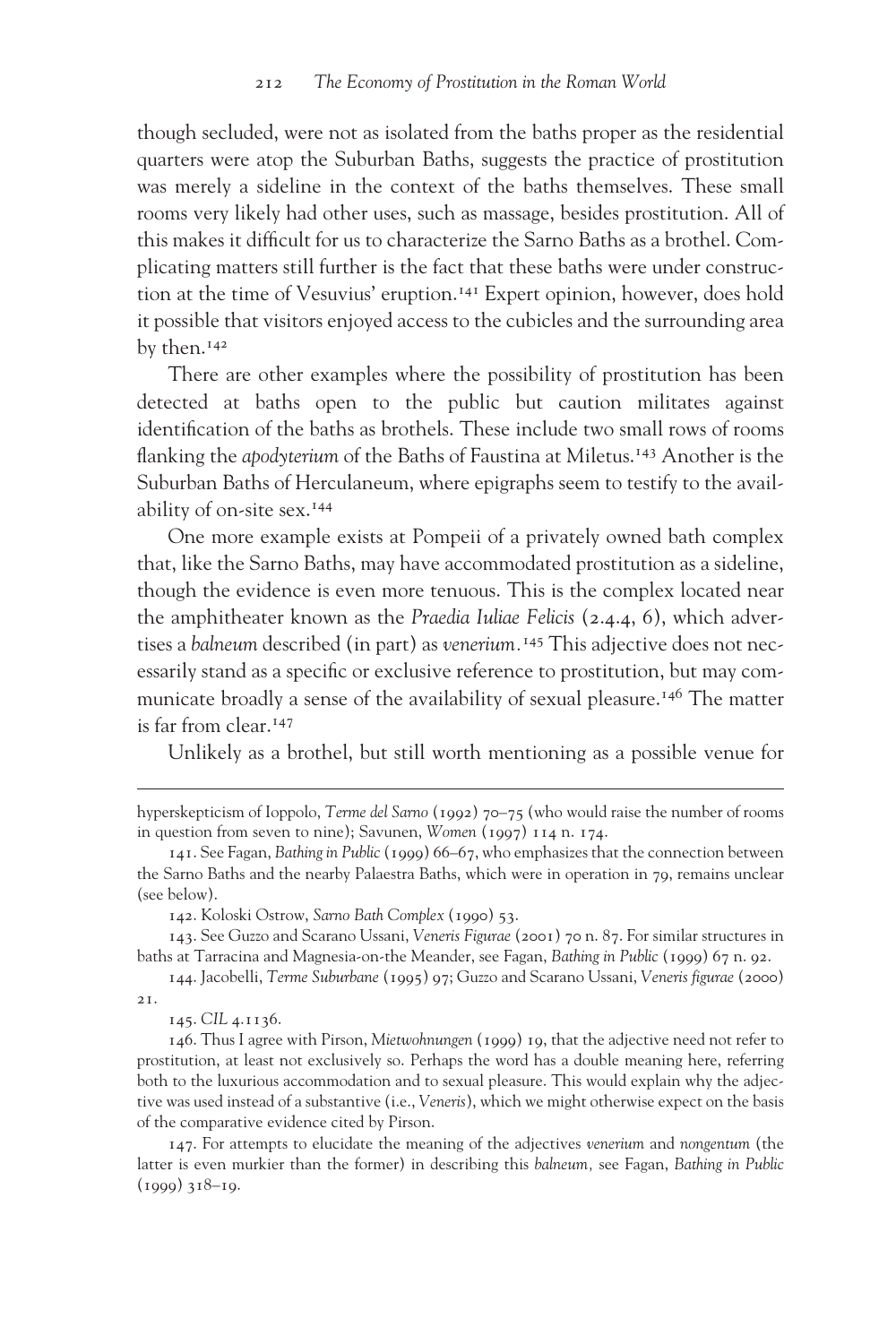though secluded, were not as isolated from the baths proper as the residential quarters were atop the Suburban Baths, suggests the practice of prostitution was merely a sideline in the context of the baths themselves. These small rooms very likely had other uses, such as massage, besides prostitution. All of this makes it difficult for us to characterize the Sarno Baths as a brothel. Complicating matters still further is the fact that these baths were under construction at the time of Vesuvius' eruption.[141] Expert opinion, however, does hold it possible that visitors enjoyed access to the cubicles and the surrounding area by then.[142]

There are other examples where the possibility of prostitution has been detected at baths open to the public but caution militates against identification of the baths as brothels. These include two small rows of rooms flanking the *apodyterium* of the Baths of Faustina at Miletus.[143] Another is the Suburban Baths of Herculaneum, where epigraphs seem to testify to the availability of on-site sex.[144]

One more example exists at Pompeii of a privately owned bath complex that, like the Sarno Baths, may have accommodated prostitution as a sideline, though the evidence is even more tenuous. This is the complex located near the amphitheater known as the *Praedia Iuliae Felicis* (2.4.4, 6), which advertises a *balneum* described (in part) as *venerium*.[145] This adjective does not necessarily stand as a specific or exclusive reference to prostitution, but may communicate broadly a sense of the availability of sexual pleasure.[146] The matter is far from clear.[147]

Unlikely as a brothel, but still worth mentioning as a possible venue for

---

hyperskepticism of Ioppolo, *Terme del Sarno* (1992) 70–75 (who would raise the number of rooms in question from seven to nine); Savunen, *Women* (1997) 114 n. 174.

141. See Fagan, *Bathing in Public* (1999) 66–67, who emphasizes that the connection between the Sarno Baths and the nearby Palaestra Baths, which were in operation in 79, remains unclear (see below).

142. Koloski Ostrow, *Sarno Bath Complex* (1990) 53.

143. See Guzzo and Scarano Ussani, *Veneris Figurae* (2001) 70 n. 87. For similar structures in baths at Tarracina and Magnesia-on-the Meander, see Fagan, *Bathing in Public* (1999) 67 n. 92.

144. Jacobelli, *Terme Suburbane* (1995) 97; Guzzo and Scarano Ussani, *Veneris figurae* (2000) 21.

145. *CIL* 4.1136.

146. Thus I agree with Pirson, *Mietwohnungen* (1999) 19, that the adjective need not refer to prostitution, at least not exclusively so. Perhaps the word has a double meaning here, referring both to the luxurious accommodation and to sexual pleasure. This would explain why the adjective was used instead of a substantive (i.e., *Veneris*), which we might otherwise expect on the basis of the comparative evidence cited by Pirson.

147. For attempts to elucidate the meaning of the adjectives *venerium* and *nongentum* (the latter is even murkier than the former) in describing this *balneum*, see Fagan, *Bathing in Public* (1999) 318–19.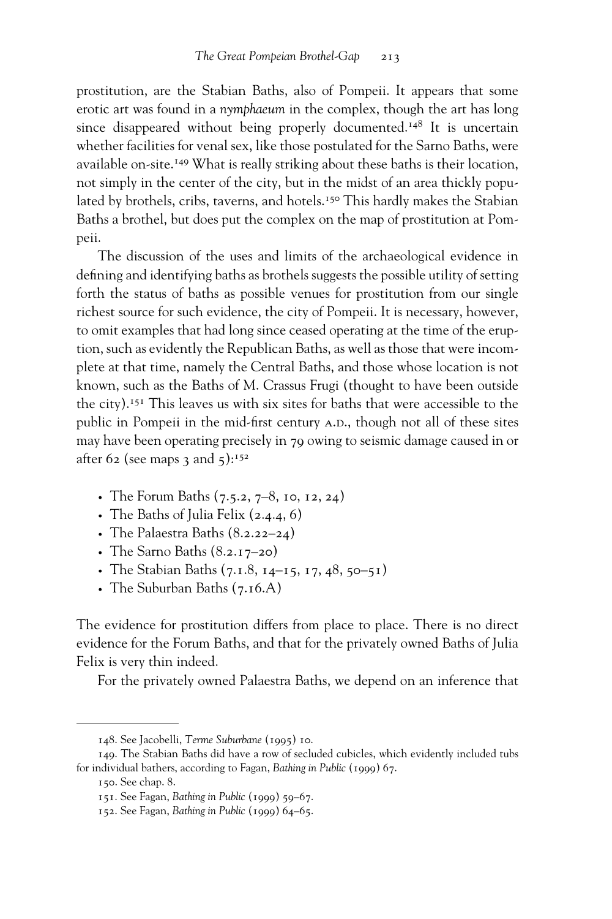prostitution, are the Stabian Baths, also of Pompeii. It appears that some erotic art was found in a *nymphaeum* in the complex, though the art has long since disappeared without being properly documented.[148] It is uncertain whether facilities for venal sex, like those postulated for the Sarno Baths, were available on-site.[149] What is really striking about these baths is their location, not simply in the center of the city, but in the midst of an area thickly populated by brothels, cribs, taverns, and hotels.[150] This hardly makes the Stabian Baths a brothel, but does put the complex on the map of prostitution at Pompeii.

The discussion of the uses and limits of the archaeological evidence in defining and identifying baths as brothels suggests the possible utility of setting forth the status of baths as possible venues for prostitution from our single richest source for such evidence, the city of Pompeii. It is necessary, however, to omit examples that had long since ceased operating at the time of the eruption, such as evidently the Republican Baths, as well as those that were incomplete at that time, namely the Central Baths, and those whose location is not known, such as the Baths of M. Crassus Frugi (thought to have been outside the city).[151] This leaves us with six sites for baths that were accessible to the public in Pompeii in the mid-first century A.D., though not all of these sites may have been operating precisely in 79 owing to seismic damage caused in or after 62 (see maps 3 and 5):[152]

- The Forum Baths (7.5.2, 7–8, 10, 12, 24)
- The Baths of Julia Felix (2.4.4, 6)
- The Palaestra Baths (8.2.22–24)
- The Sarno Baths (8.2.17–20)
- The Stabian Baths (7.1.8, 14–15, 17, 48, 50–51)
- The Suburban Baths (7.16.A)

The evidence for prostitution differs from place to place. There is no direct evidence for the Forum Baths, and that for the privately owned Baths of Julia Felix is very thin indeed.

For the privately owned Palaestra Baths, we depend on an inference that

---

148. See Jacobelli, *Terme Suburbane* (1995) 10.

149. The Stabian Baths did have a row of secluded cubicles, which evidently included tubs for individual bathers, according to Fagan, *Bathing in Public* (1999) 67.

150. See chap. 8.

151. See Fagan, *Bathing in Public* (1999) 59–67.

152. See Fagan, *Bathing in Public* (1999) 64–65.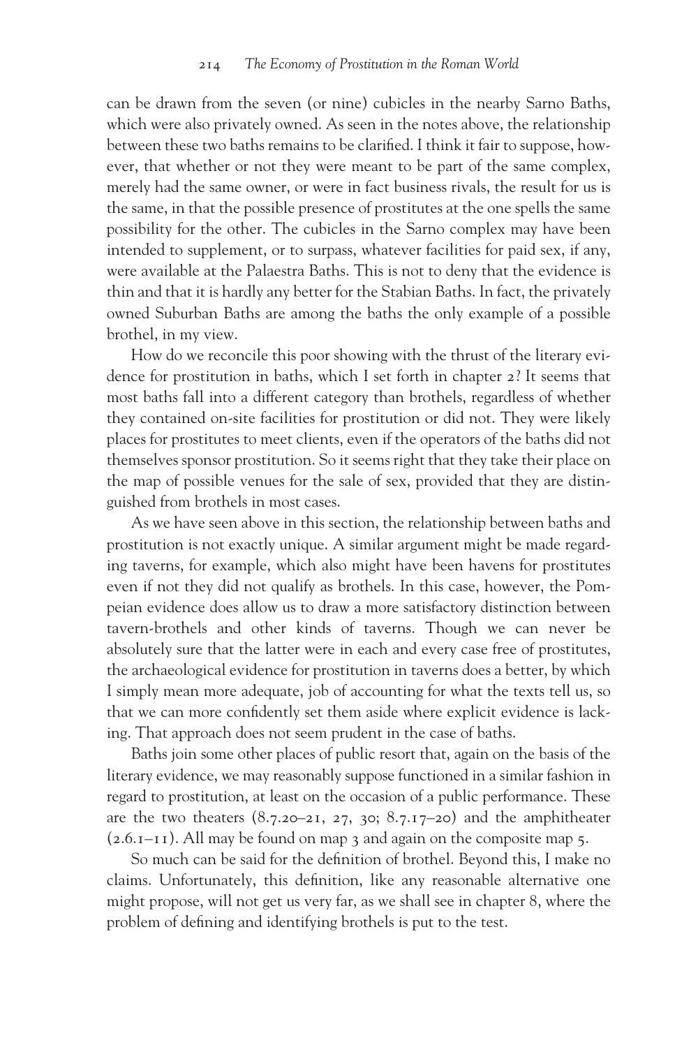can be drawn from the seven (or nine) cubicles in the nearby Sarno Baths, which were also privately owned. As seen in the notes above, the relationship between these two baths remains to be clarified. I think it fair to suppose, however, that whether or not they were meant to be part of the same complex, merely had the same owner, or were in fact business rivals, the result for us is the same, in that the possible presence of prostitutes at the one spells the same possibility for the other. The cubicles in the Sarno complex may have been intended to supplement, or to surpass, whatever facilities for paid sex, if any, were available at the Palaestra Baths. This is not to deny that the evidence is thin and that it is hardly any better for the Stabian Baths. In fact, the privately owned Suburban Baths are among the baths the only example of a possible brothel, in my view.

How do we reconcile this poor showing with the thrust of the literary evidence for prostitution in baths, which I set forth in chapter 2? It seems that most baths fall into a different category than brothels, regardless of whether they contained on-site facilities for prostitution or did not. They were likely places for prostitutes to meet clients, even if the operators of the baths did not themselves sponsor prostitution. So it seems right that they take their place on the map of possible venues for the sale of sex, provided that they are distinguished from brothels in most cases.

As we have seen above in this section, the relationship between baths and prostitution is not exactly unique. A similar argument might be made regarding taverns, for example, which also might have been havens for prostitutes even if not they did not qualify as brothels. In this case, however, the Pompeian evidence does allow us to draw a more satisfactory distinction between tavern-brothels and other kinds of taverns. Though we can never be absolutely sure that the latter were in each and every case free of prostitutes, the archaeological evidence for prostitution in taverns does a better, by which I simply mean more adequate, job of accounting for what the texts tell us, so that we can more confidently set them aside where explicit evidence is lacking. That approach does not seem prudent in the case of baths.

Baths join some other places of public resort that, again on the basis of the literary evidence, we may reasonably suppose functioned in a similar fashion in regard to prostitution, at least on the occasion of a public performance. These are the two theaters (8.7.20–21, 27, 30; 8.7.17–20) and the amphitheater (2.6.1–11). All may be found on map 3 and again on the composite map 5.

So much can be said for the definition of brothel. Beyond this, I make no claims. Unfortunately, this definition, like any reasonable alternative one might propose, will not get us very far, as we shall see in chapter 8, where the problem of defining and identifying brothels is put to the test.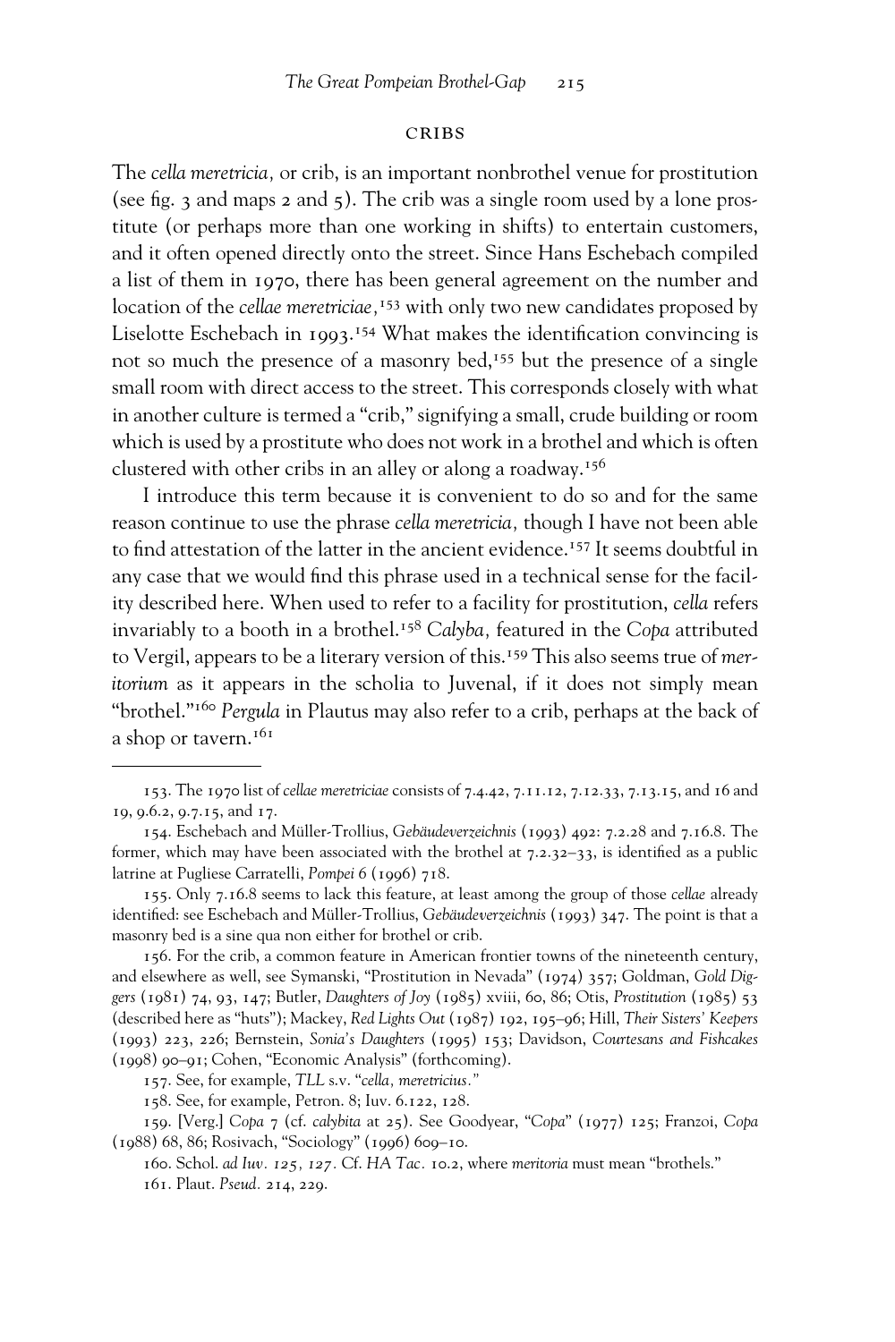## CRIBS

The *cella meretricia,* or crib, is an important nonbrothel venue for prostitution (see fig. 3 and maps 2 and 5). The crib was a single room used by a lone prostitute (or perhaps more than one working in shifts) to entertain customers, and it often opened directly onto the street. Since Hans Eschebach compiled a list of them in 1970, there has been general agreement on the number and location of the *cellae meretriciae,*[153] with only two new candidates proposed by Liselotte Eschebach in 1993.[154] What makes the identification convincing is not so much the presence of a masonry bed,[155] but the presence of a single small room with direct access to the street. This corresponds closely with what in another culture is termed a "crib," signifying a small, crude building or room which is used by a prostitute who does not work in a brothel and which is often clustered with other cribs in an alley or along a roadway.[156]

I introduce this term because it is convenient to do so and for the same reason continue to use the phrase *cella meretricia,* though I have not been able to find attestation of the latter in the ancient evidence.[157] It seems doubtful in any case that we would find this phrase used in a technical sense for the facility described here. When used to refer to a facility for prostitution, *cella* refers invariably to a booth in a brothel.[158] *Calyba,* featured in the *Copa* attributed to Vergil, appears to be a literary version of this.[159] This also seems true of *meritorium* as it appears in the scholia to Juvenal, if it does not simply mean "brothel."[160] *Pergula* in Plautus may also refer to a crib, perhaps at the back of a shop or tavern.[161]

---

153. The 1970 list of *cellae meretriciae* consists of 7.4.42, 7.11.12, 7.12.33, 7.13.15, and 16 and 19, 9.6.2, 9.7.15, and 17.

154. Eschebach and Müller-Trollius, *Gebäudeverzeichnis* (1993) 492: 7.2.28 and 7.16.8. The former, which may have been associated with the brothel at 7.2.32–33, is identified as a public latrine at Pugliese Carratelli, *Pompei 6* (1996) 718.

155. Only 7.16.8 seems to lack this feature, at least among the group of those *cellae* already identified: see Eschebach and Müller-Trollius, *Gebäudeverzeichnis* (1993) 347. The point is that a masonry bed is a sine qua non either for brothel or crib.

156. For the crib, a common feature in American frontier towns of the nineteenth century, and elsewhere as well, see Symanski, "Prostitution in Nevada" (1974) 357; Goldman, *Gold Diggers* (1981) 74, 93, 147; Butler, *Daughters of Joy* (1985) xviii, 60, 86; Otis, *Prostitution* (1985) 53 (described here as "huts"); Mackey, *Red Lights Out* (1987) 192, 195–96; Hill, *Their Sisters' Keepers* (1993) 223, 226; Bernstein, *Sonia's Daughters* (1995) 153; Davidson, *Courtesans and Fishcakes* (1998) 90–91; Cohen, "Economic Analysis" (forthcoming).

157. See, for example, *TLL* s.v. "*cella, meretricius.*"

158. See, for example, Petron. 8; Iuv. 6.122, 128.

159. [Verg.] *Copa* 7 (cf. *calybita* at 25). See Goodyear, "*Copa*" (1977) 125; Franzoi, *Copa* (1988) 68, 86; Rosivach, "Sociology" (1996) 609–10.

160. Schol. *ad Iuv. 125, 127.* Cf. *HA Tac.* 10.2, where *meritoria* must mean "brothels."

161. Plaut. *Pseud.* 214, 229.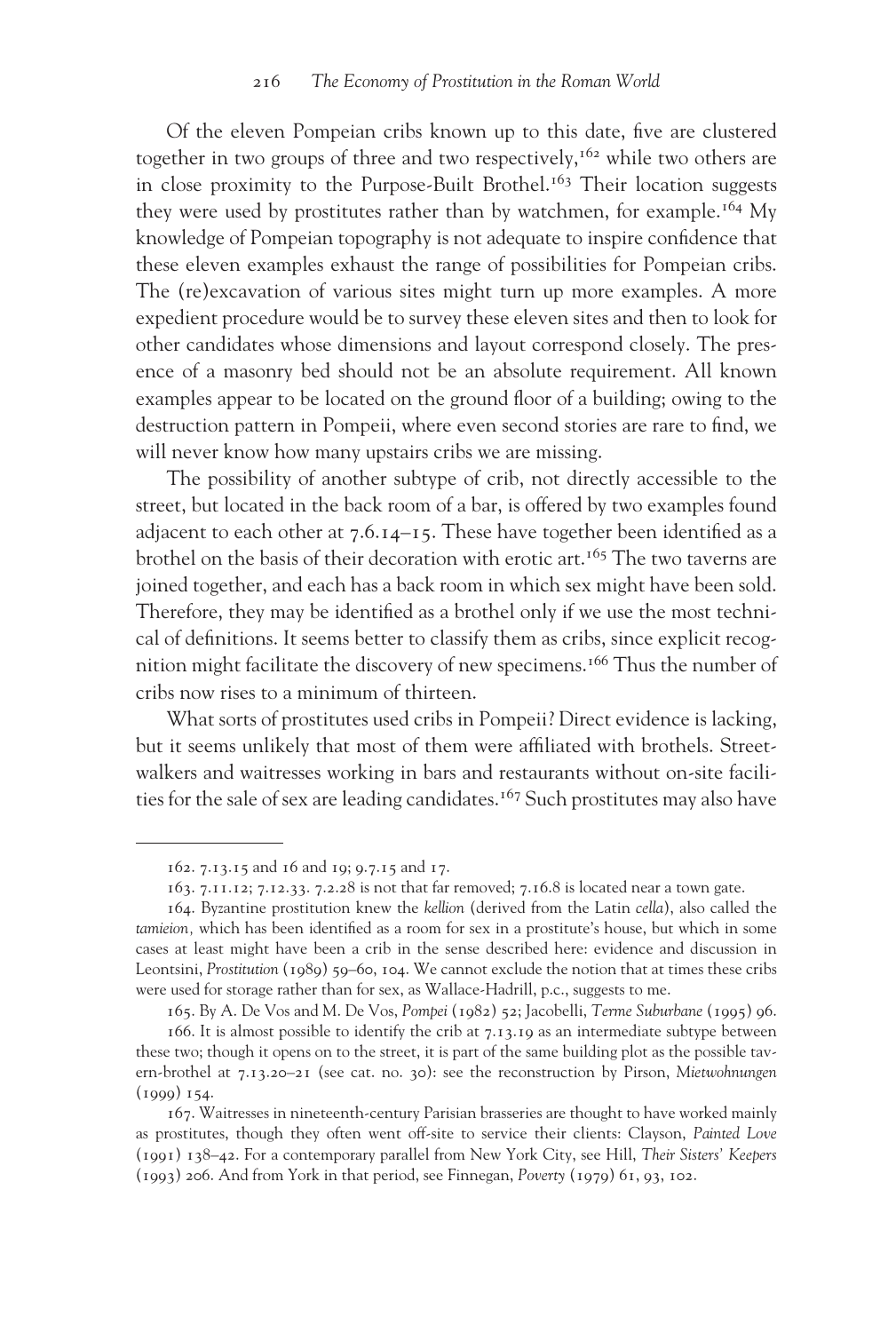Of the eleven Pompeian cribs known up to this date, five are clustered together in two groups of three and two respectively,[162] while two others are in close proximity to the Purpose-Built Brothel.[163] Their location suggests they were used by prostitutes rather than by watchmen, for example.[164] My knowledge of Pompeian topography is not adequate to inspire confidence that these eleven examples exhaust the range of possibilities for Pompeian cribs. The (re)excavation of various sites might turn up more examples. A more expedient procedure would be to survey these eleven sites and then to look for other candidates whose dimensions and layout correspond closely. The presence of a masonry bed should not be an absolute requirement. All known examples appear to be located on the ground floor of a building; owing to the destruction pattern in Pompeii, where even second stories are rare to find, we will never know how many upstairs cribs we are missing.

The possibility of another subtype of crib, not directly accessible to the street, but located in the back room of a bar, is offered by two examples found adjacent to each other at 7.6.14–15. These have together been identified as a brothel on the basis of their decoration with erotic art.[165] The two taverns are joined together, and each has a back room in which sex might have been sold. Therefore, they may be identified as a brothel only if we use the most technical of definitions. It seems better to classify them as cribs, since explicit recognition might facilitate the discovery of new specimens.[166] Thus the number of cribs now rises to a minimum of thirteen.

What sorts of prostitutes used cribs in Pompeii? Direct evidence is lacking, but it seems unlikely that most of them were affiliated with brothels. Streetwalkers and waitresses working in bars and restaurants without on-site facilities for the sale of sex are leading candidates.[167] Such prostitutes may also have

---

162. 7.13.15 and 16 and 19; 9.7.15 and 17.

163. 7.11.12; 7.12.33. 7.2.28 is not that far removed; 7.16.8 is located near a town gate.

164. Byzantine prostitution knew the *kellion* (derived from the Latin *cella*), also called the *tamieion*, which has been identified as a room for sex in a prostitute's house, but which in some cases at least might have been a crib in the sense described here: evidence and discussion in Leontsini, *Prostitution* (1989) 59–60, 104. We cannot exclude the notion that at times these cribs were used for storage rather than for sex, as Wallace-Hadrill, p.c., suggests to me.

165. By A. De Vos and M. De Vos, *Pompei* (1982) 52; Jacobelli, *Terme Suburbane* (1995) 96.

166. It is almost possible to identify the crib at 7.13.19 as an intermediate subtype between these two; though it opens on to the street, it is part of the same building plot as the possible tavern-brothel at 7.13.20–21 (see cat. no. 30): see the reconstruction by Pirson, *Mietwohnungen* (1999) 154.

167. Waitresses in nineteenth-century Parisian brasseries are thought to have worked mainly as prostitutes, though they often went off-site to service their clients: Clayson, *Painted Love* (1991) 138–42. For a contemporary parallel from New York City, see Hill, *Their Sisters' Keepers* (1993) 206. And from York in that period, see Finnegan, *Poverty* (1979) 61, 93, 102.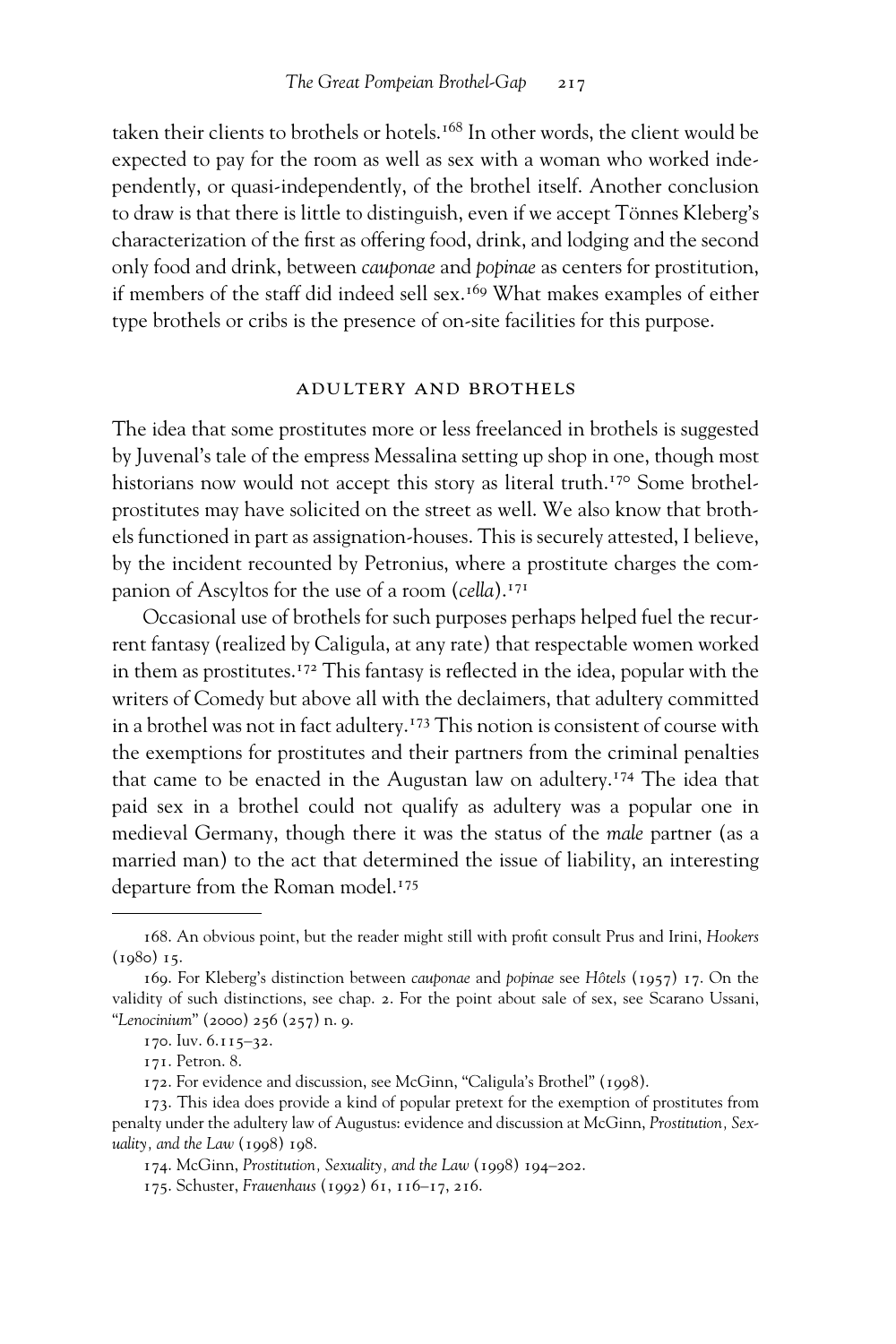taken their clients to brothels or hotels.[168] In other words, the client would be expected to pay for the room as well as sex with a woman who worked independently, or quasi-independently, of the brothel itself. Another conclusion to draw is that there is little to distinguish, even if we accept Tönnes Kleberg's characterization of the first as offering food, drink, and lodging and the second only food and drink, between *cauponae* and *popinae* as centers for prostitution, if members of the staff did indeed sell sex.[169] What makes examples of either type brothels or cribs is the presence of on-site facilities for this purpose.

## ADULTERY AND BROTHELS

The idea that some prostitutes more or less freelanced in brothels is suggested by Juvenal's tale of the empress Messalina setting up shop in one, though most historians now would not accept this story as literal truth.[170] Some brothel-prostitutes may have solicited on the street as well. We also know that brothels functioned in part as assignation-houses. This is securely attested, I believe, by the incident recounted by Petronius, where a prostitute charges the companion of Ascyltos for the use of a room (*cella*).[171]

Occasional use of brothels for such purposes perhaps helped fuel the recurrent fantasy (realized by Caligula, at any rate) that respectable women worked in them as prostitutes.[172] This fantasy is reflected in the idea, popular with the writers of Comedy but above all with the declaimers, that adultery committed in a brothel was not in fact adultery.[173] This notion is consistent of course with the exemptions for prostitutes and their partners from the criminal penalties that came to be enacted in the Augustan law on adultery.[174] The idea that paid sex in a brothel could not qualify as adultery was a popular one in medieval Germany, though there it was the status of the *male* partner (as a married man) to the act that determined the issue of liability, an interesting departure from the Roman model.[175]

---

168. An obvious point, but the reader might still with profit consult Prus and Irini, *Hookers* (1980) 15.

169. For Kleberg's distinction between *cauponae* and *popinae* see *Hôtels* (1957) 17. On the validity of such distinctions, see chap. 2. For the point about sale of sex, see Scarano Ussani, "*Lenocinium*" (2000) 256 (257) n. 9.

170. Iuv. 6.115–32.

171. Petron. 8.

172. For evidence and discussion, see McGinn, "Caligula's Brothel" (1998).

173. This idea does provide a kind of popular pretext for the exemption of prostitutes from penalty under the adultery law of Augustus: evidence and discussion at McGinn, *Prostitution, Sexuality, and the Law* (1998) 198.

174. McGinn, *Prostitution, Sexuality, and the Law* (1998) 194–202.

175. Schuster, *Frauenhaus* (1992) 61, 116–17, 216.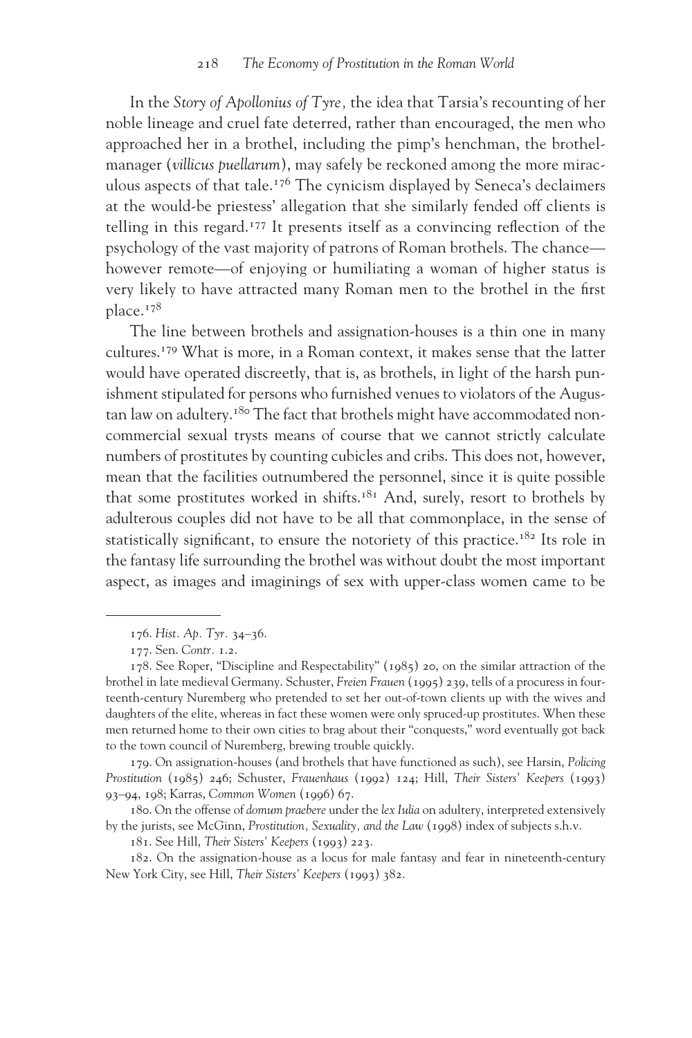In the *Story of Apollonius of Tyre*, the idea that Tarsia's recounting of her noble lineage and cruel fate deterred, rather than encouraged, the men who approached her in a brothel, including the pimp's henchman, the brothel-manager (*villicus puellarum*), may safely be reckoned among the more miraculous aspects of that tale.[176] The cynicism displayed by Seneca's declaimers at the would-be priestess' allegation that she similarly fended off clients is telling in this regard.[177] It presents itself as a convincing reflection of the psychology of the vast majority of patrons of Roman brothels. The chance—however remote—of enjoying or humiliating a woman of higher status is very likely to have attracted many Roman men to the brothel in the first place.[178]

The line between brothels and assignation-houses is a thin one in many cultures.[179] What is more, in a Roman context, it makes sense that the latter would have operated discreetly, that is, as brothels, in light of the harsh punishment stipulated for persons who furnished venues to violators of the Augustan law on adultery.[180] The fact that brothels might have accommodated noncommercial sexual trysts means of course that we cannot strictly calculate numbers of prostitutes by counting cubicles and cribs. This does not, however, mean that the facilities outnumbered the personnel, since it is quite possible that some prostitutes worked in shifts.[181] And, surely, resort to brothels by adulterous couples did not have to be all that commonplace, in the sense of statistically significant, to ensure the notoriety of this practice.[182] Its role in the fantasy life surrounding the brothel was without doubt the most important aspect, as images and imaginings of sex with upper-class women came to be

---

176. *Hist. Ap. Tyr.* 34–36.

177. Sen. *Contr.* 1.2.

178. See Roper, "Discipline and Respectability" (1985) 20, on the similar attraction of the brothel in late medieval Germany. Schuster, *Freien Frauen* (1995) 239, tells of a procuress in fourteenth-century Nuremberg who pretended to set her out-of-town clients up with the wives and daughters of the elite, whereas in fact these women were only spruced-up prostitutes. When these men returned home to their own cities to brag about their "conquests," word eventually got back to the town council of Nuremberg, brewing trouble quickly.

179. On assignation-houses (and brothels that have functioned as such), see Harsin, *Policing Prostitution* (1985) 246; Schuster, *Frauenhaus* (1992) 124; Hill, *Their Sisters' Keepers* (1993) 93–94, 198; Karras, *Common Women* (1996) 67.

180. On the offense of *domum praebere* under the *lex Iulia* on adultery, interpreted extensively by the jurists, see McGinn, *Prostitution, Sexuality, and the Law* (1998) index of subjects s.h.v.

181. See Hill, *Their Sisters' Keepers* (1993) 223.

182. On the assignation-house as a locus for male fantasy and fear in nineteenth-century New York City, see Hill, *Their Sisters' Keepers* (1993) 382.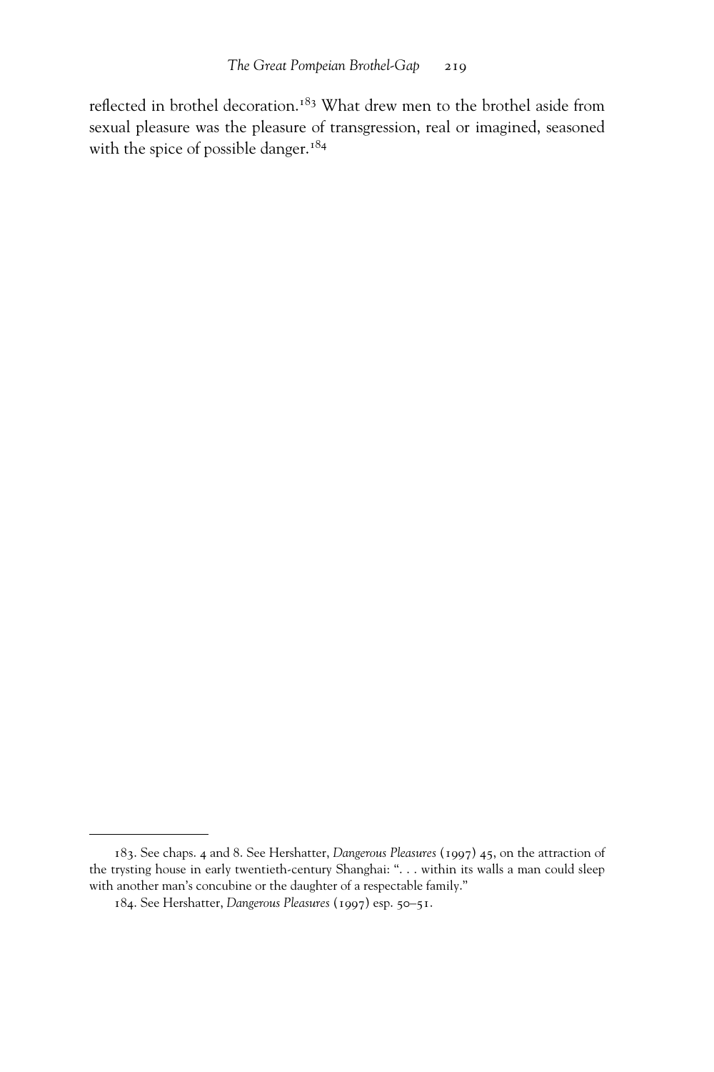reflected in brothel decoration.[183] What drew men to the brothel aside from sexual pleasure was the pleasure of transgression, real or imagined, seasoned with the spice of possible danger.[184]

---

183. See chaps. 4 and 8. See Hershatter, *Dangerous Pleasures* (1997) 45, on the attraction of the trysting house in early twentieth-century Shanghai: ". . . within its walls a man could sleep with another man's concubine or the daughter of a respectable family."

184. See Hershatter, *Dangerous Pleasures* (1997) esp. 50–51.